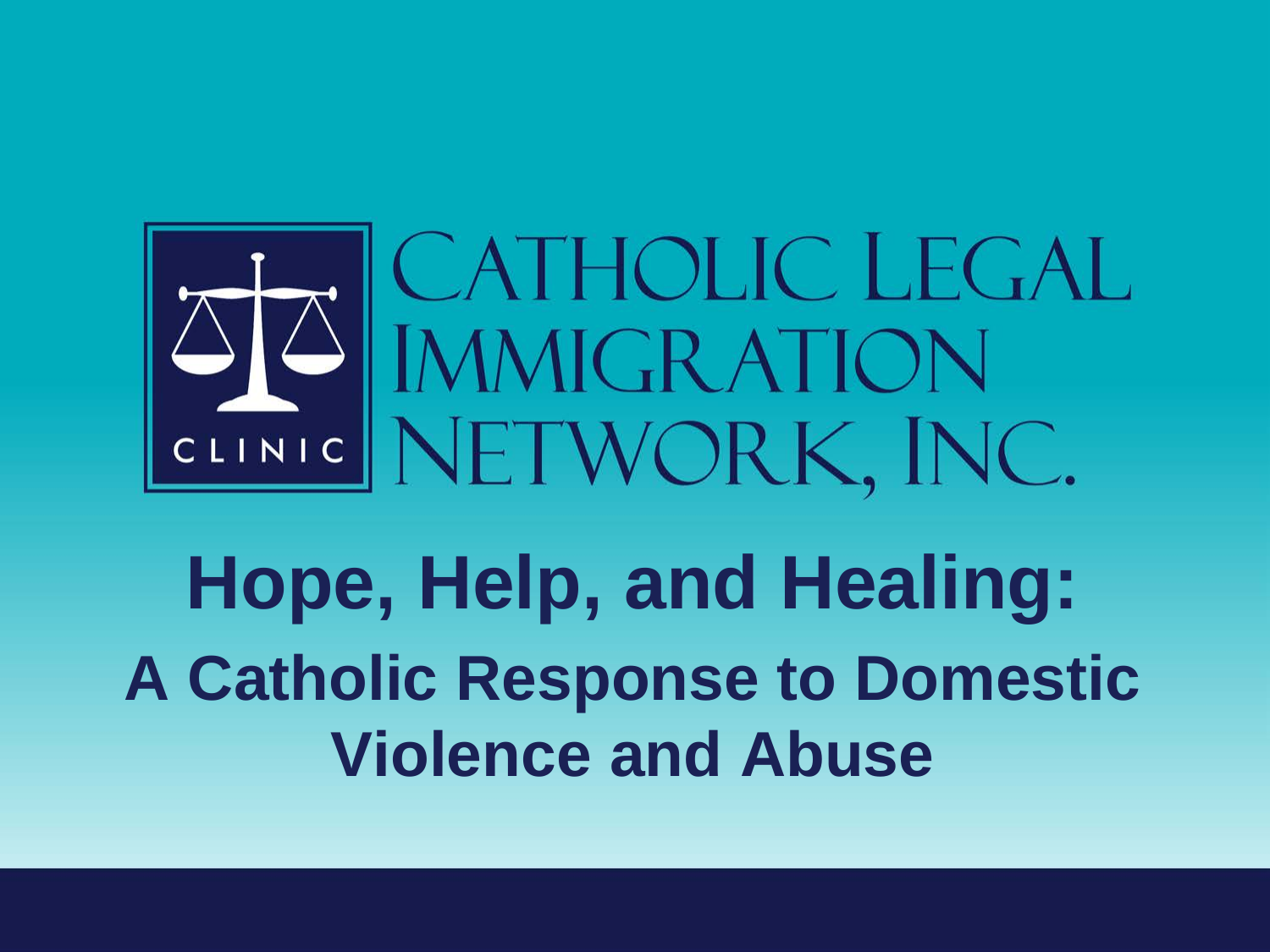CLINIC

CATHOLIC LEGAL IMMIGRATION NETWORK, INC.

# Hope, Help, and Healing:

## A Catholic Response to Domestic Violence and Abuse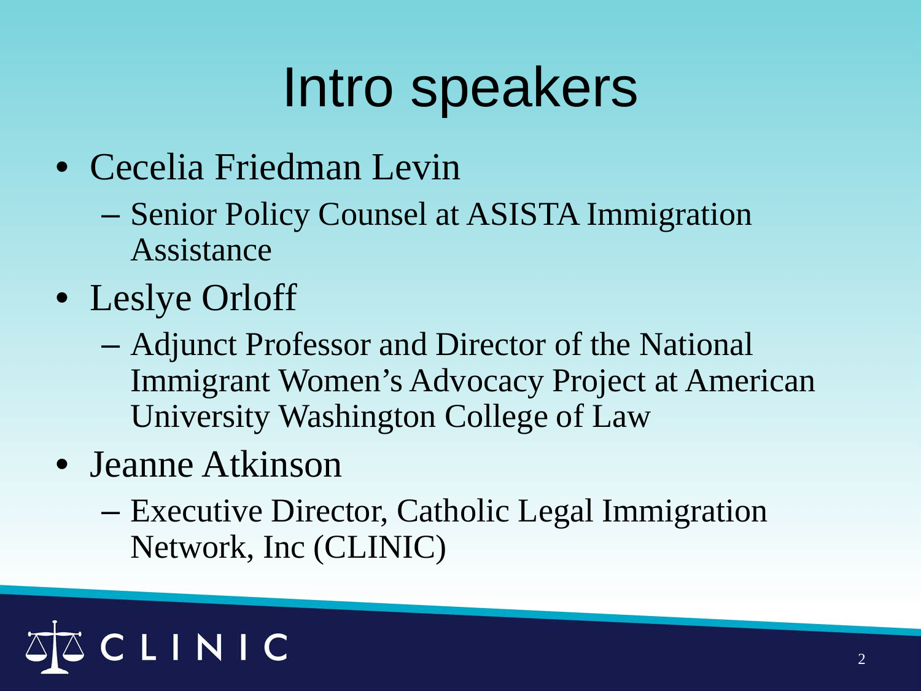# Intro speakers

- Cecelia Friedman Levin
  - Senior Policy Counsel at ASISTA Immigration Assistance
- Leslye Orloff
  - Adjunct Professor and Director of the National Immigrant Women's Advocacy Project at American University Washington College of Law
- Jeanne Atkinson
  - Executive Director, Catholic Legal Immigration Network, Inc (CLINIC)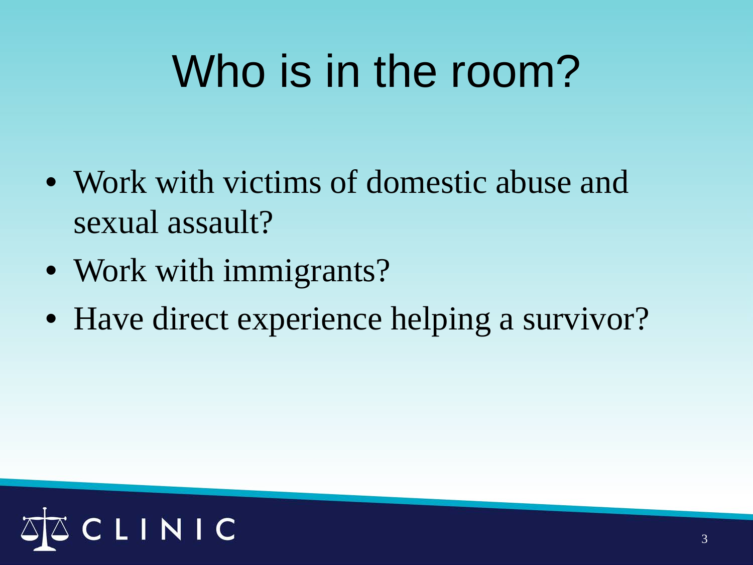# Who is in the room?

- Work with victims of domestic abuse and sexual assault?
- Work with immigrants?
- Have direct experience helping a survivor?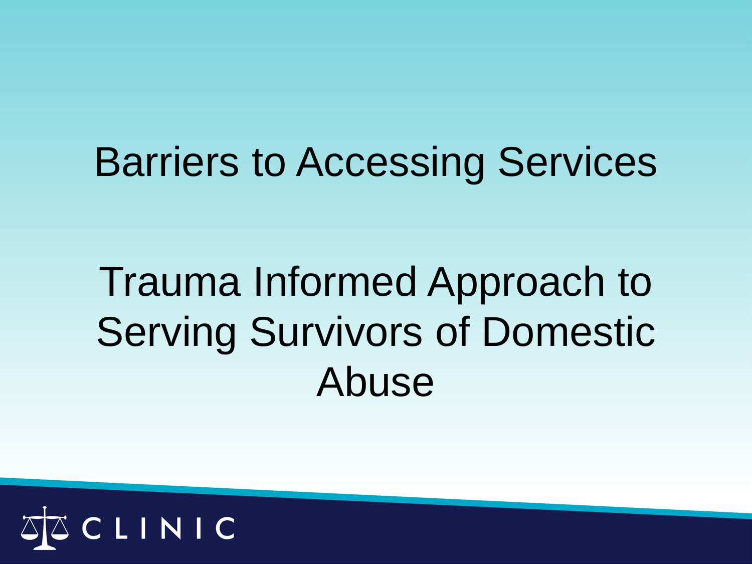# Barriers to Accessing Services

# Trauma Informed Approach to Serving Survivors of Domestic Abuse

CLINIC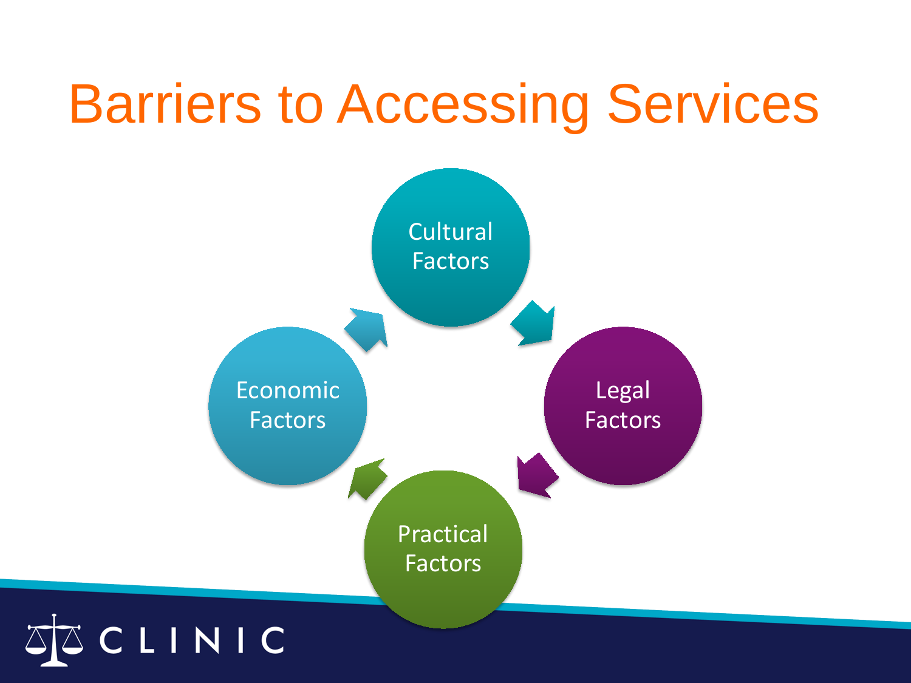# Barriers to Accessing Services

Cultural Factors

Legal Factors

Practical Factors

Economic Factors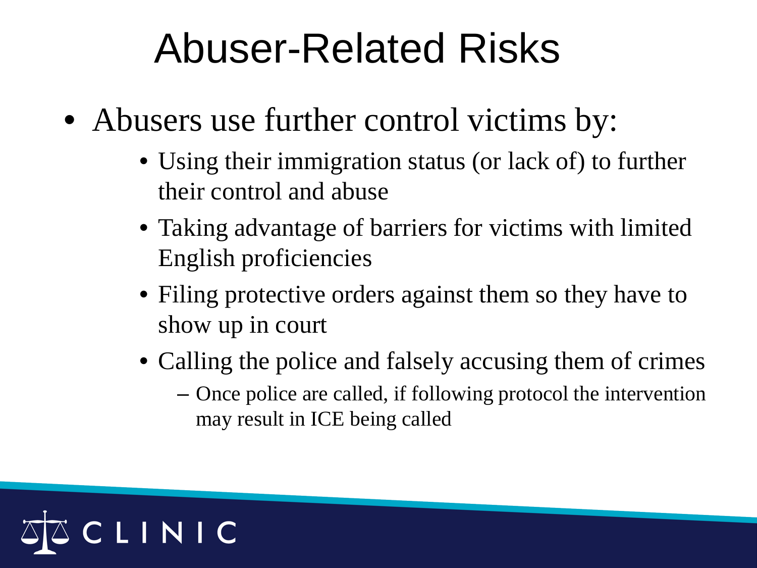# Abuser-Related Risks

- Abusers use further control victims by:
  - Using their immigration status (or lack of) to further their control and abuse
  - Taking advantage of barriers for victims with limited English proficiencies
  - Filing protective orders against them so they have to show up in court
  - Calling the police and falsely accusing them of crimes
    - Once police are called, if following protocol the intervention may result in ICE being called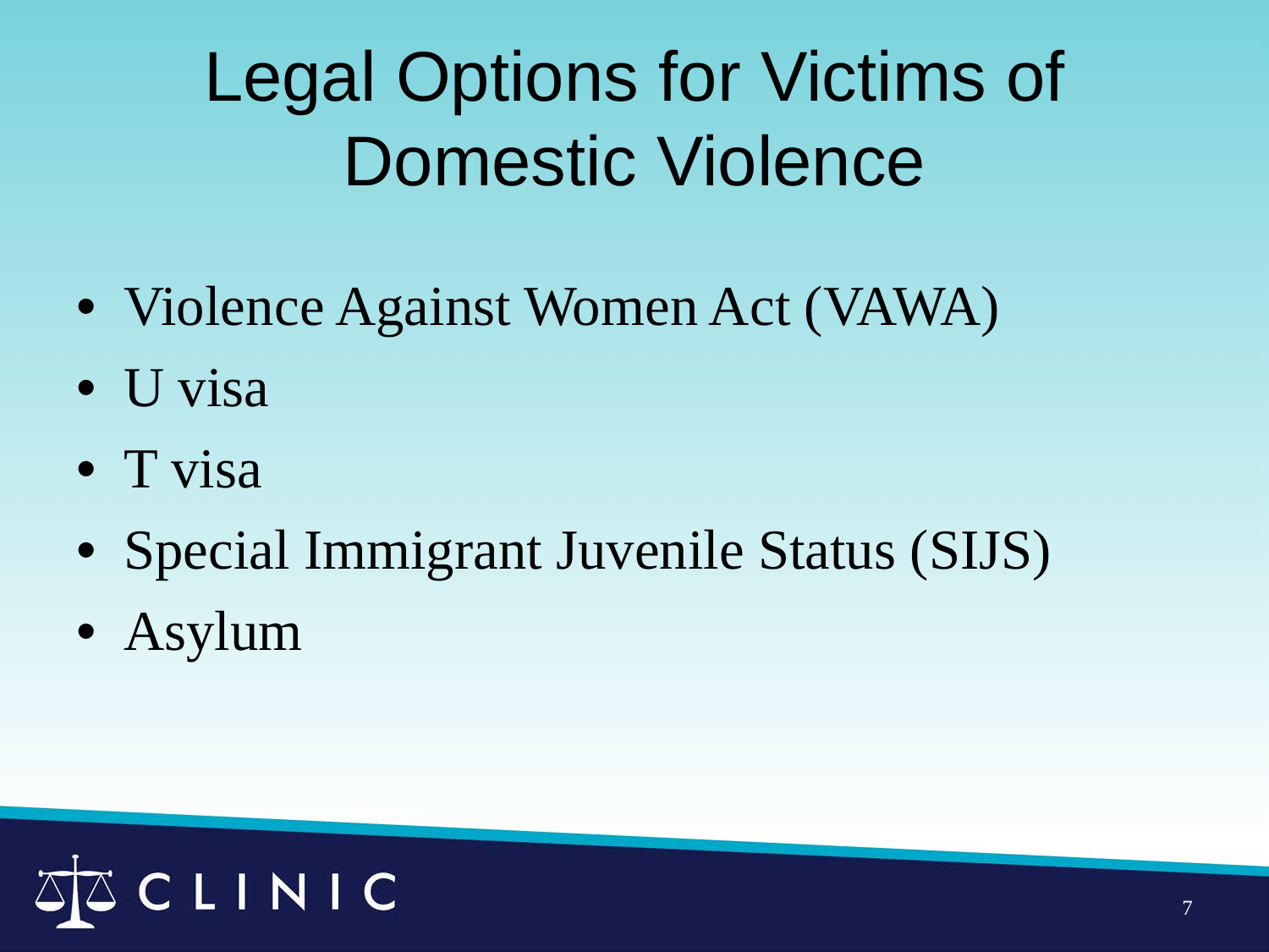# Legal Options for Victims of Domestic Violence

- Violence Against Women Act (VAWA)
- U visa
- T visa
- Special Immigrant Juvenile Status (SIJS)
- Asylum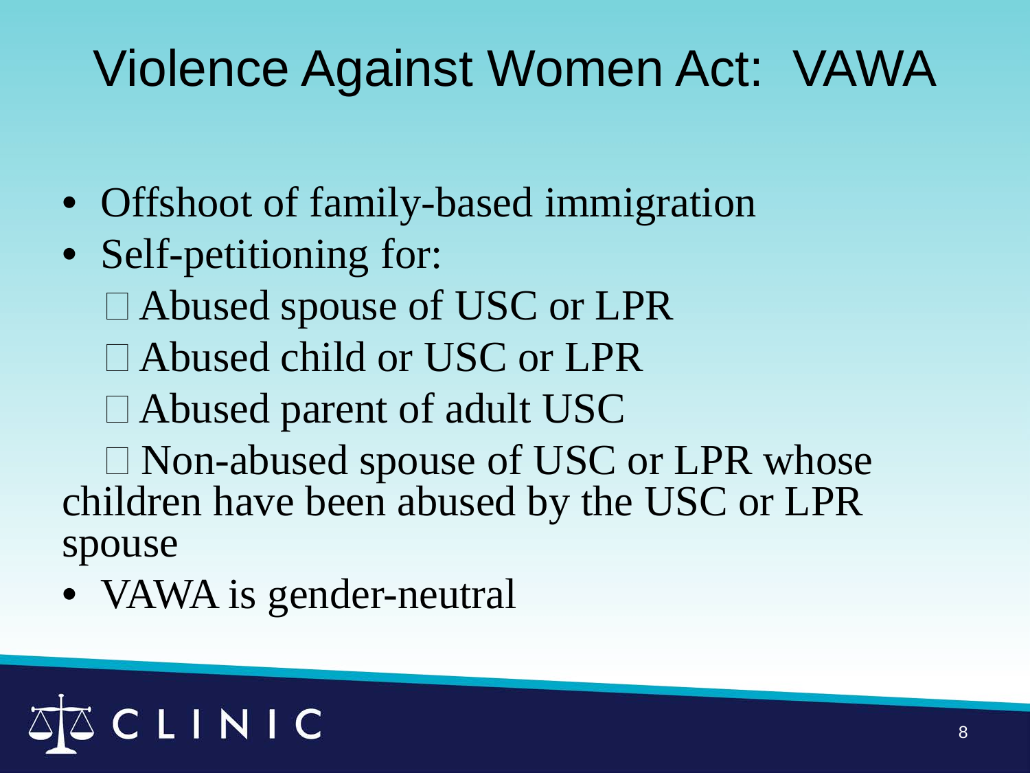# Violence Against Women Act: VAWA

- Offshoot of family-based immigration
- Self-petitioning for:
  - Abused spouse of USC or LPR
  - Abused child or USC or LPR
  - Abused parent of adult USC
  - Non-abused spouse of USC or LPR whose children have been abused by the USC or LPR spouse
- VAWA is gender-neutral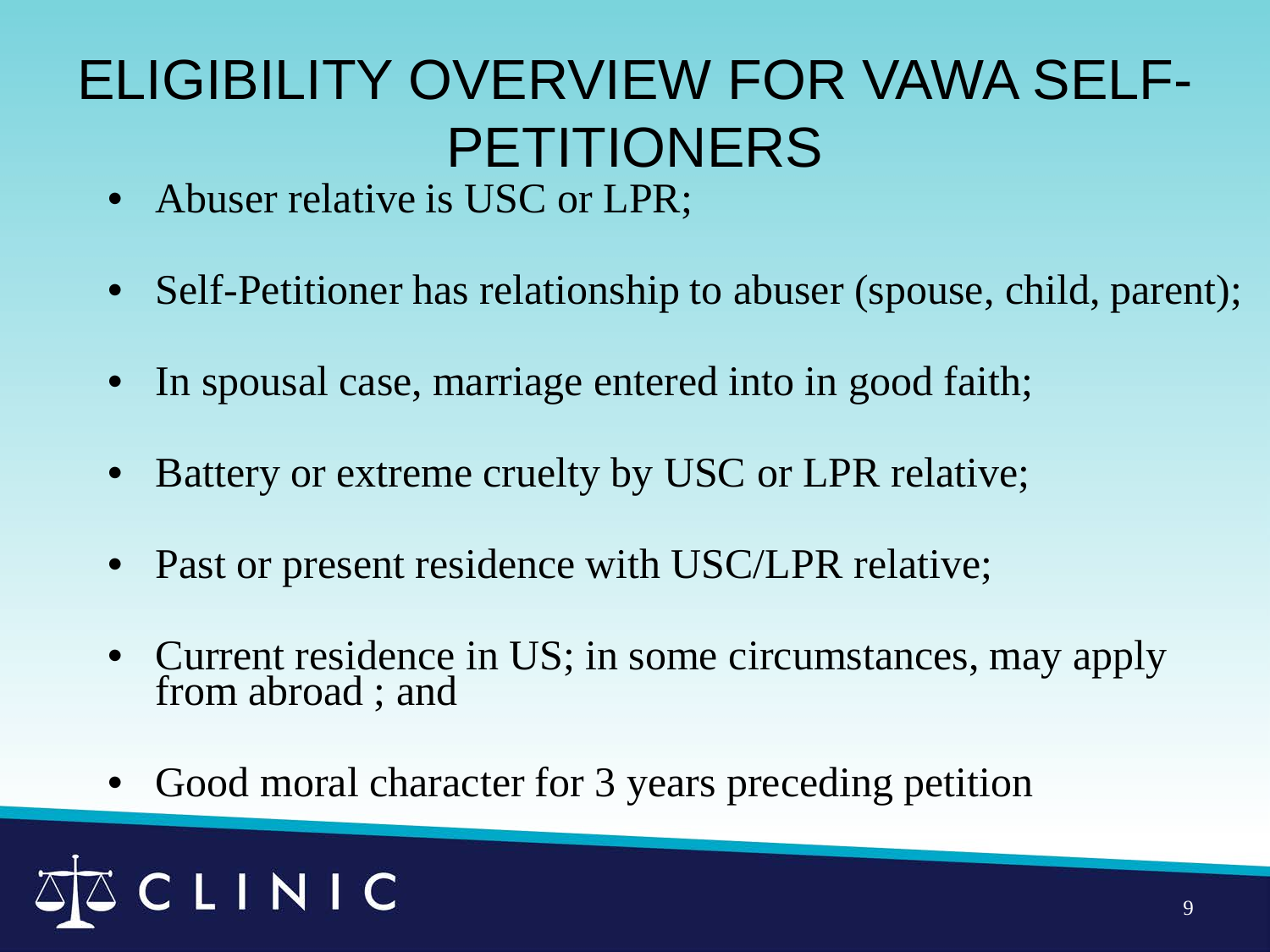# ELIGIBILITY OVERVIEW FOR VAWA SELF-PETITIONERS

- Abuser relative is USC or LPR;
- Self-Petitioner has relationship to abuser (spouse, child, parent);
- In spousal case, marriage entered into in good faith;
- Battery or extreme cruelty by USC or LPR relative;
- Past or present residence with USC/LPR relative;
- Current residence in US; in some circumstances, may apply from abroad ; and
- Good moral character for 3 years preceding petition

CLINIC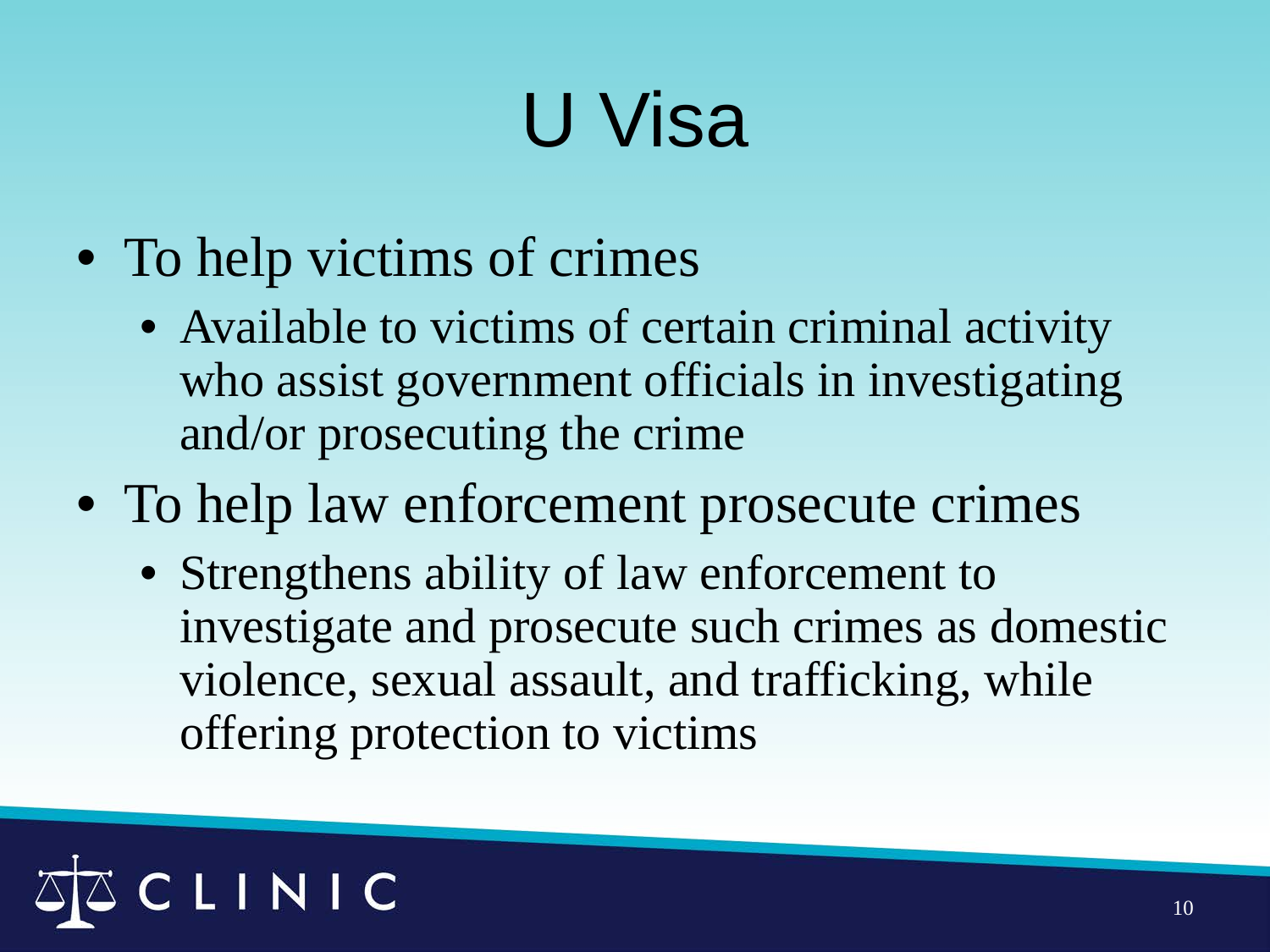# U Visa

- To help victims of crimes
  - Available to victims of certain criminal activity who assist government officials in investigating and/or prosecuting the crime
- To help law enforcement prosecute crimes
  - Strengthens ability of law enforcement to investigate and prosecute such crimes as domestic violence, sexual assault, and trafficking, while offering protection to victims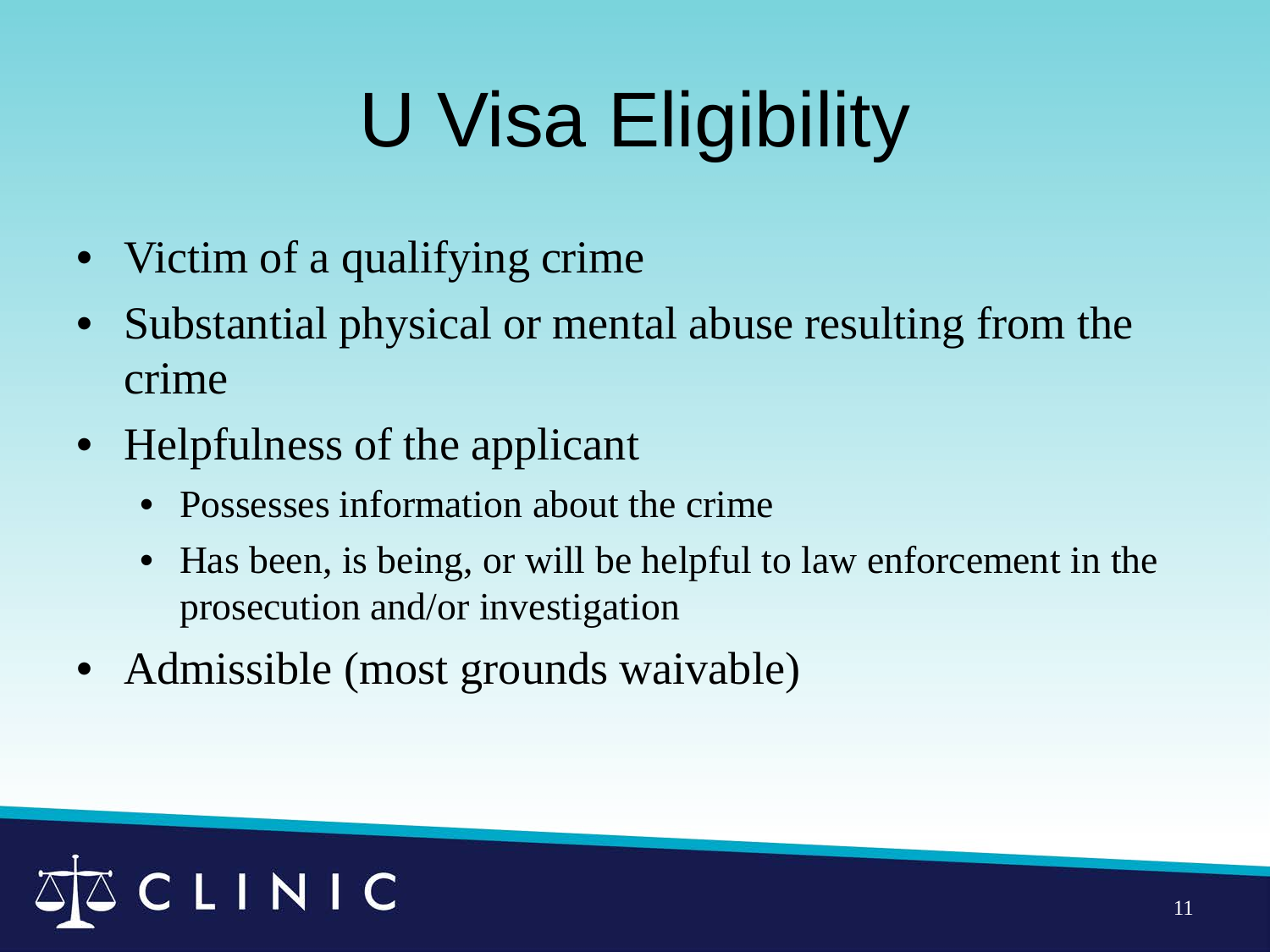# U Visa Eligibility

- Victim of a qualifying crime
- Substantial physical or mental abuse resulting from the crime
- Helpfulness of the applicant
  - Possesses information about the crime
  - Has been, is being, or will be helpful to law enforcement in the prosecution and/or investigation
- Admissible (most grounds waivable)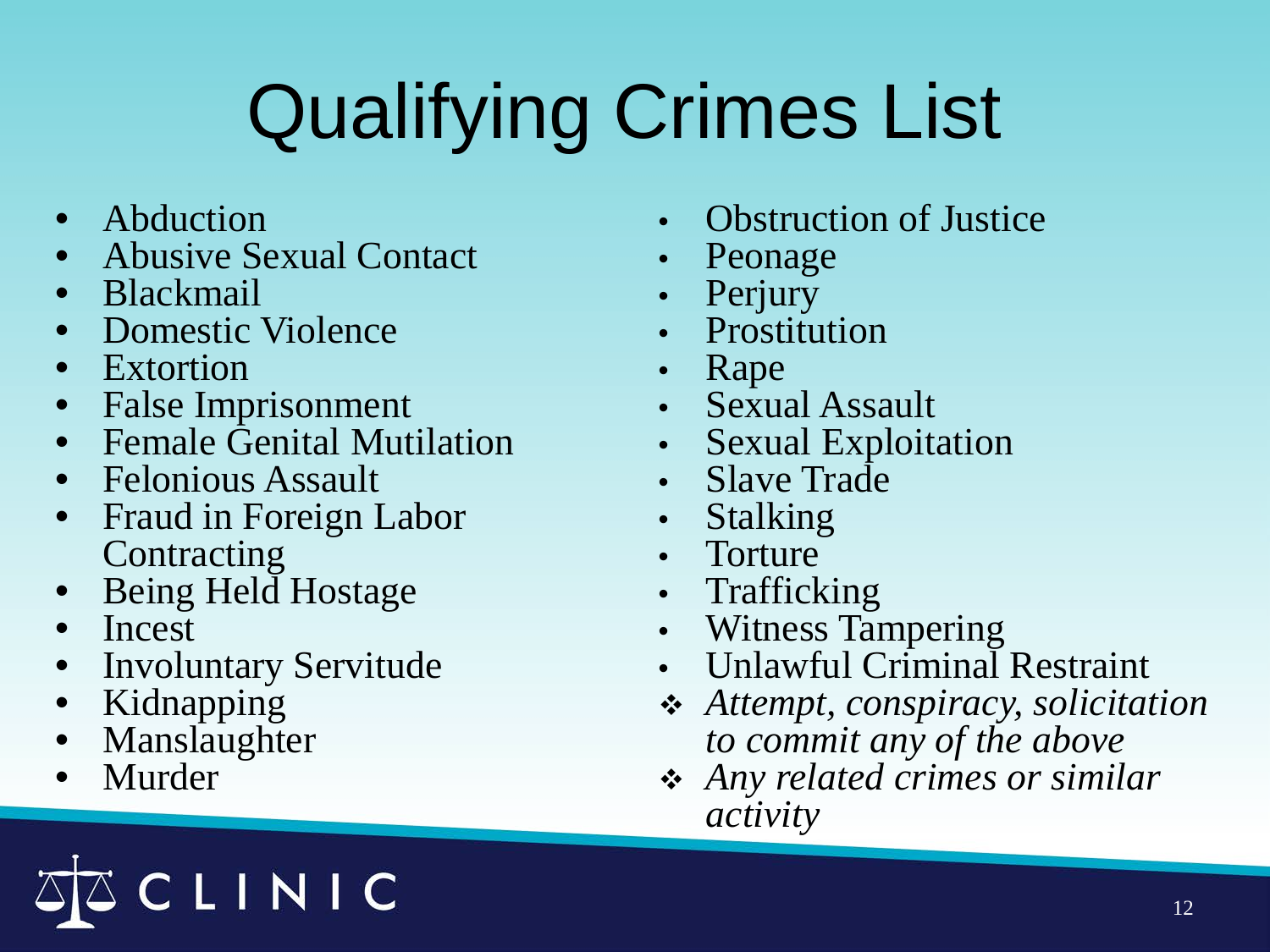# Qualifying Crimes List

- Abduction
- Abusive Sexual Contact
- Blackmail
- Domestic Violence
- Extortion
- False Imprisonment
- Female Genital Mutilation
- Felonious Assault
- Fraud in Foreign Labor Contracting
- Being Held Hostage
- Incest
- Involuntary Servitude
- Kidnapping
- Manslaughter
- Murder
- Obstruction of Justice
- Peonage
- Perjury
- Prostitution
- Rape
- Sexual Assault
- Sexual Exploitation
- Slave Trade
- Stalking
- Torture
- Trafficking
- Witness Tampering
- Unlawful Criminal Restraint
- *Attempt, conspiracy, solicitation to commit any of the above*
- *Any related crimes or similar activity*

CLINIC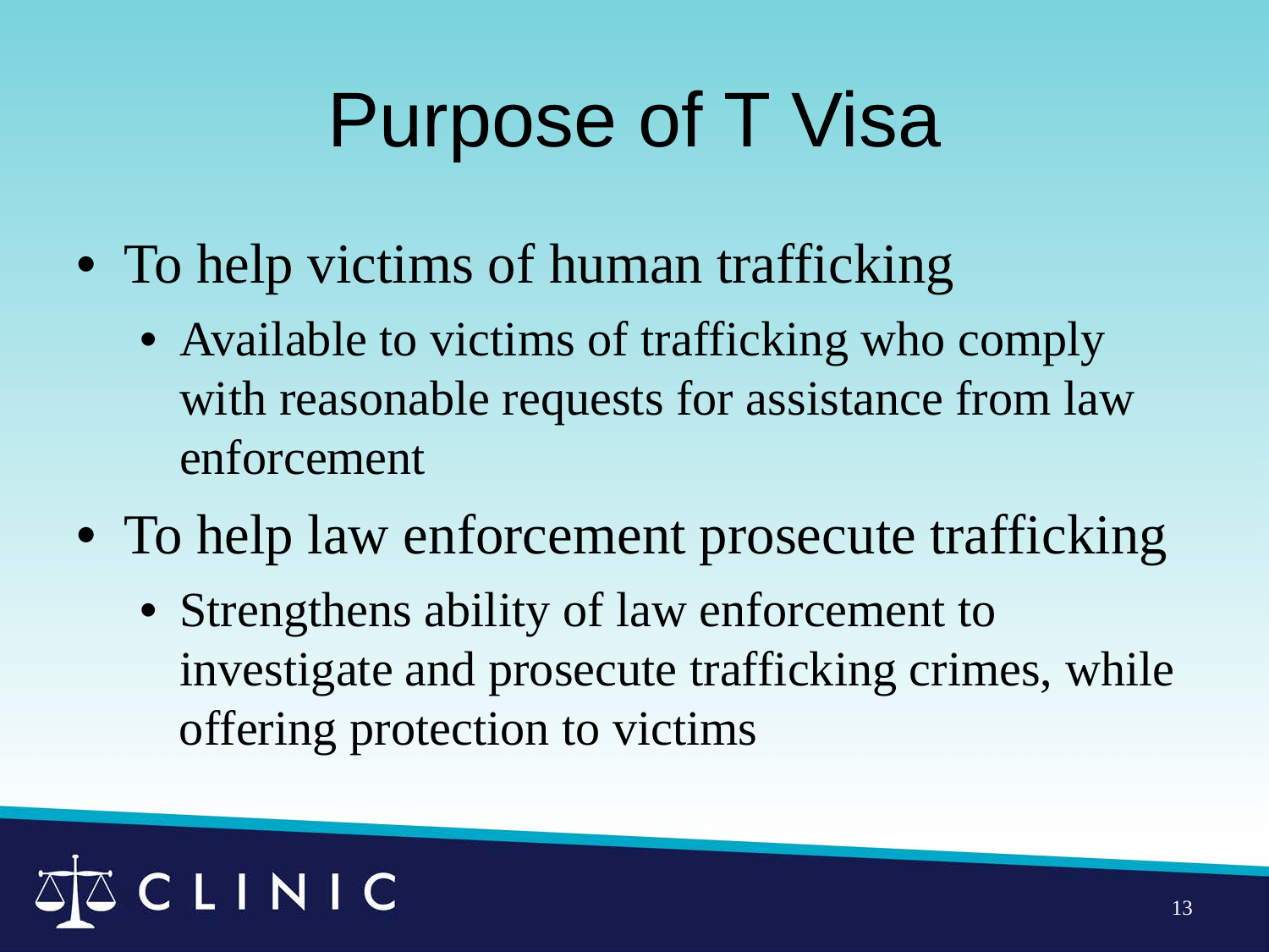# Purpose of T Visa

- To help victims of human trafficking
  - Available to victims of trafficking who comply with reasonable requests for assistance from law enforcement
- To help law enforcement prosecute trafficking
  - Strengthens ability of law enforcement to investigate and prosecute trafficking crimes, while offering protection to victims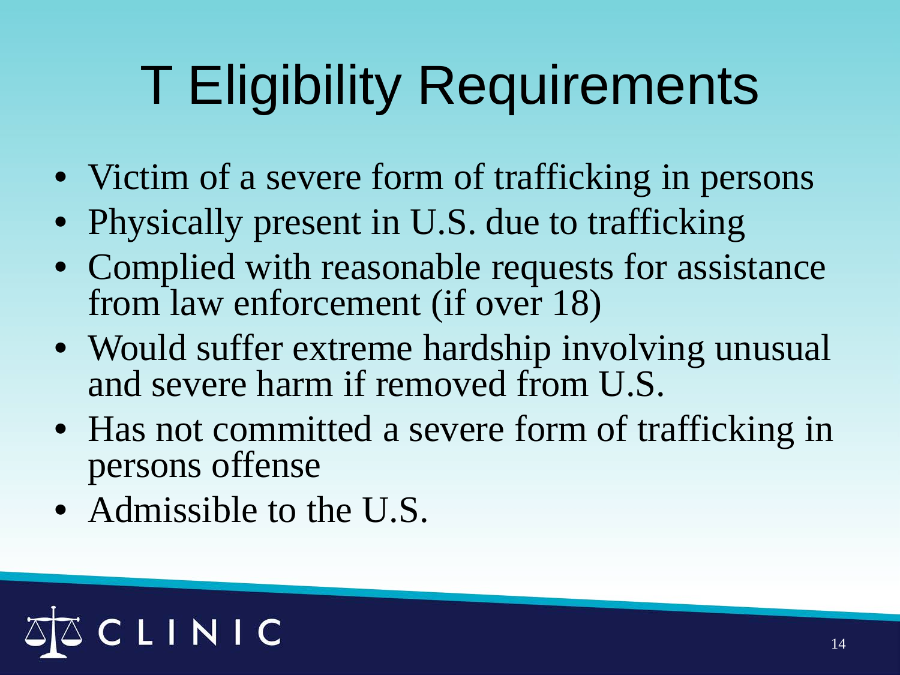# T Eligibility Requirements

- Victim of a severe form of trafficking in persons
- Physically present in U.S. due to trafficking
- Complied with reasonable requests for assistance from law enforcement (if over 18)
- Would suffer extreme hardship involving unusual and severe harm if removed from U.S.
- Has not committed a severe form of trafficking in persons offense
- Admissible to the U.S.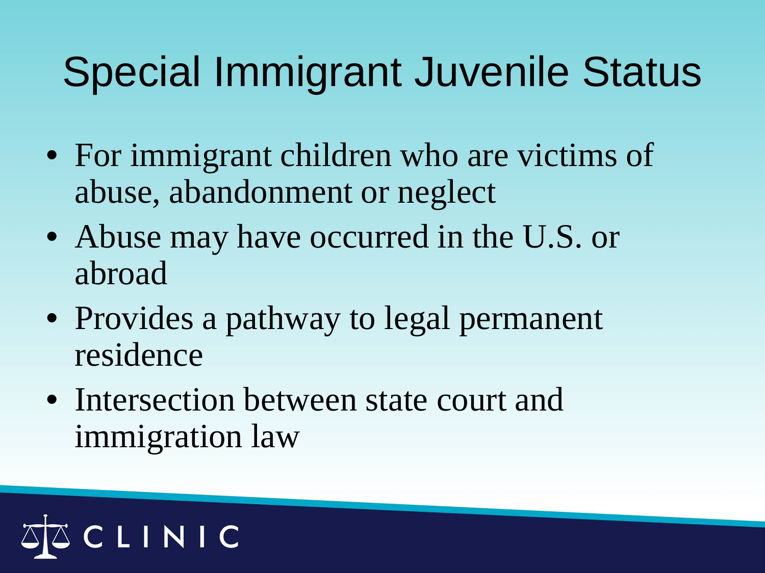# Special Immigrant Juvenile Status

- For immigrant children who are victims of abuse, abandonment or neglect
- Abuse may have occurred in the U.S. or abroad
- Provides a pathway to legal permanent residence
- Intersection between state court and immigration law

CLINIC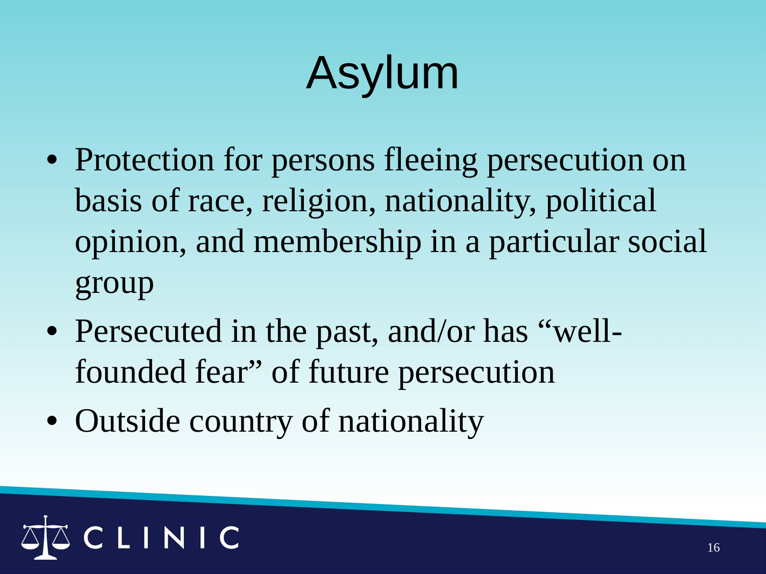# Asylum

- Protection for persons fleeing persecution on basis of race, religion, nationality, political opinion, and membership in a particular social group
- Persecuted in the past, and/or has "well-founded fear" of future persecution
- Outside country of nationality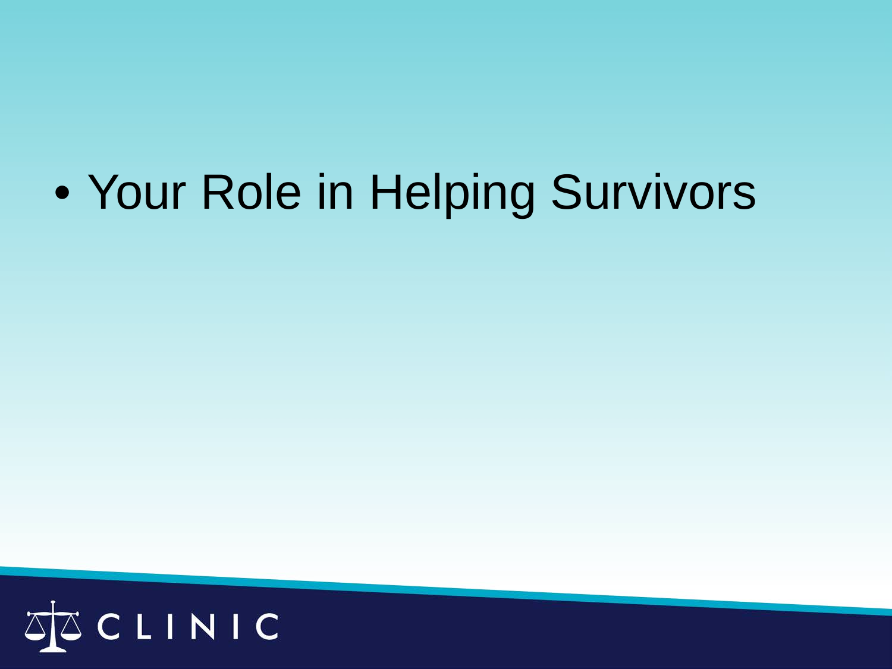- Your Role in Helping Survivors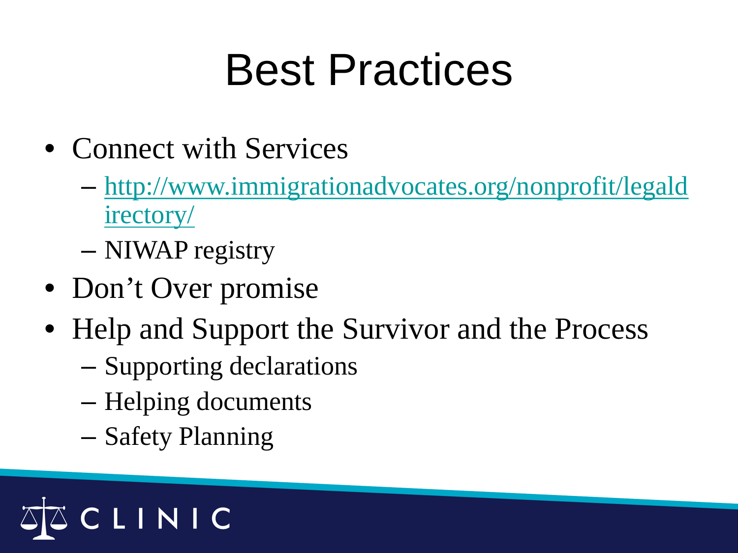# Best Practices

- Connect with Services
  - [http://www.immigrationadvocates.org/nonprofit/legaldirectory/](http://www.immigrationadvocates.org/nonprofit/legaldirectory/)
  - NIWAP registry
- Don't Over promise
- Help and Support the Survivor and the Process
  - Supporting declarations
  - Helping documents
  - Safety Planning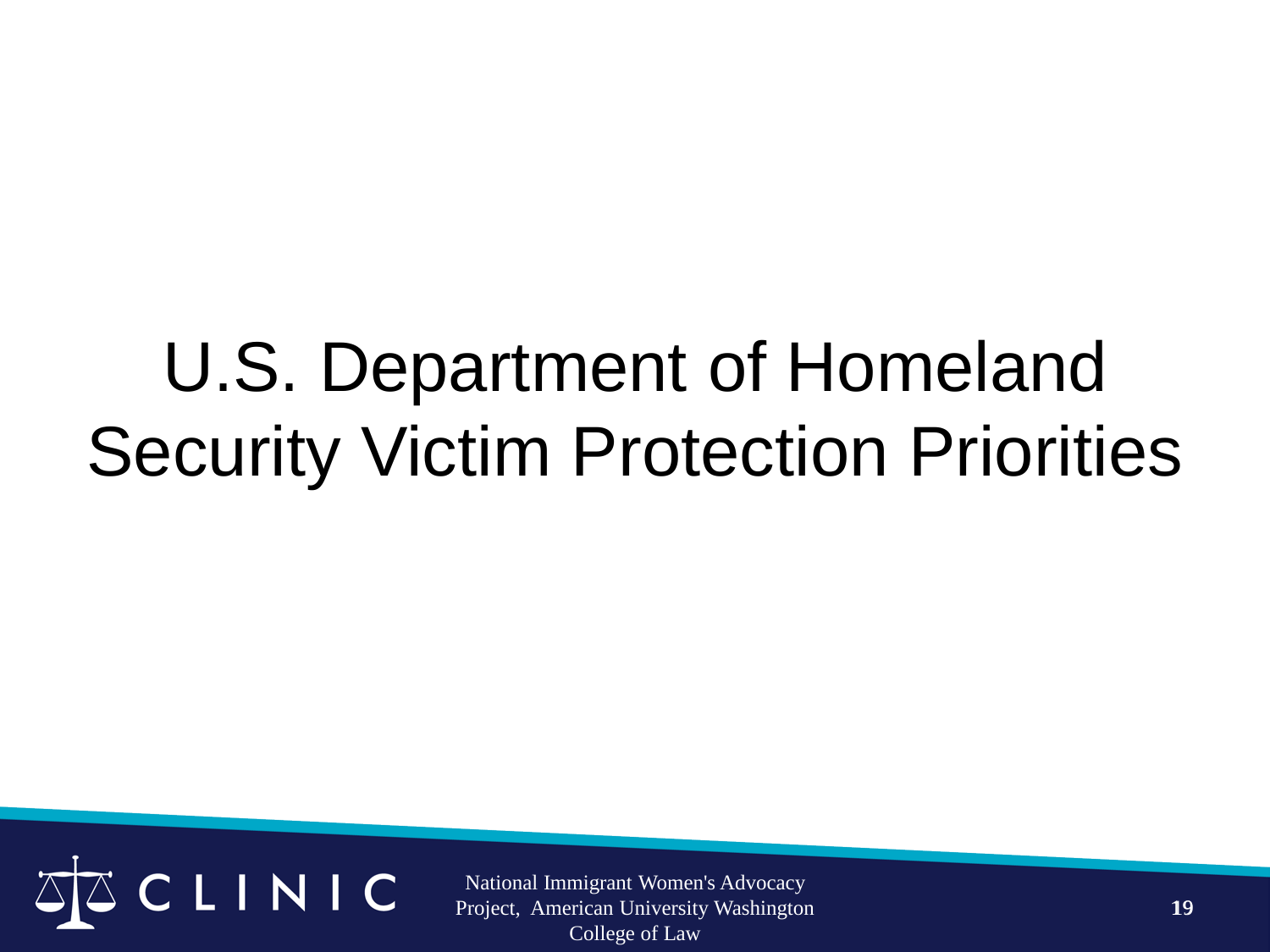# U.S. Department of Homeland Security Victim Protection Priorities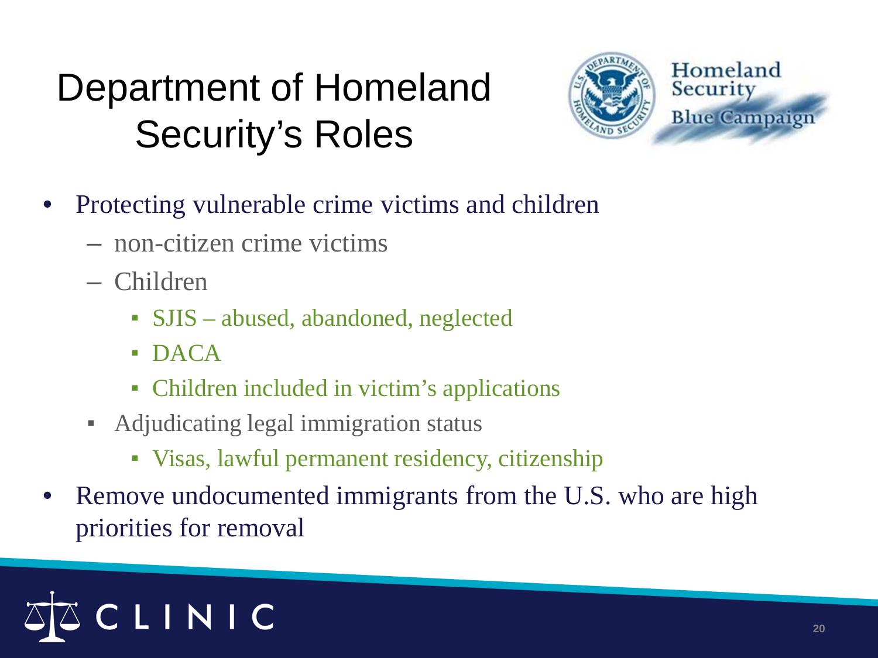# Department of Homeland Security's Roles

Homeland Security Blue Campaign

- Protecting vulnerable crime victims and children
  - non-citizen crime victims
  - Children
    - SJIS – abused, abandoned, neglected
    - DACA
    - Children included in victim's applications
  - Adjudicating legal immigration status
    - Visas, lawful permanent residency, citizenship
- Remove undocumented immigrants from the U.S. who are high priorities for removal

CLINIC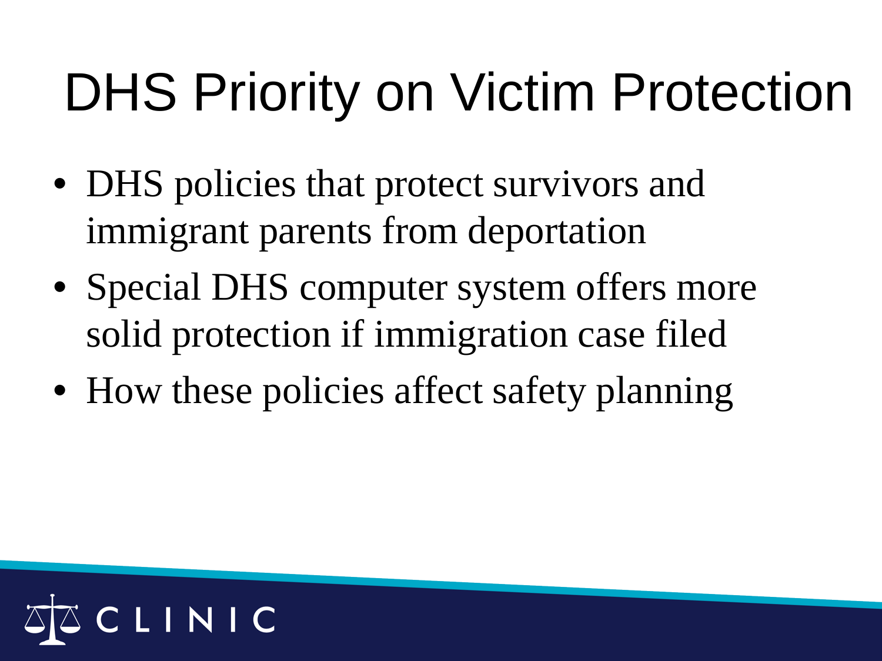# DHS Priority on Victim Protection

- DHS policies that protect survivors and immigrant parents from deportation
- Special DHS computer system offers more solid protection if immigration case filed
- How these policies affect safety planning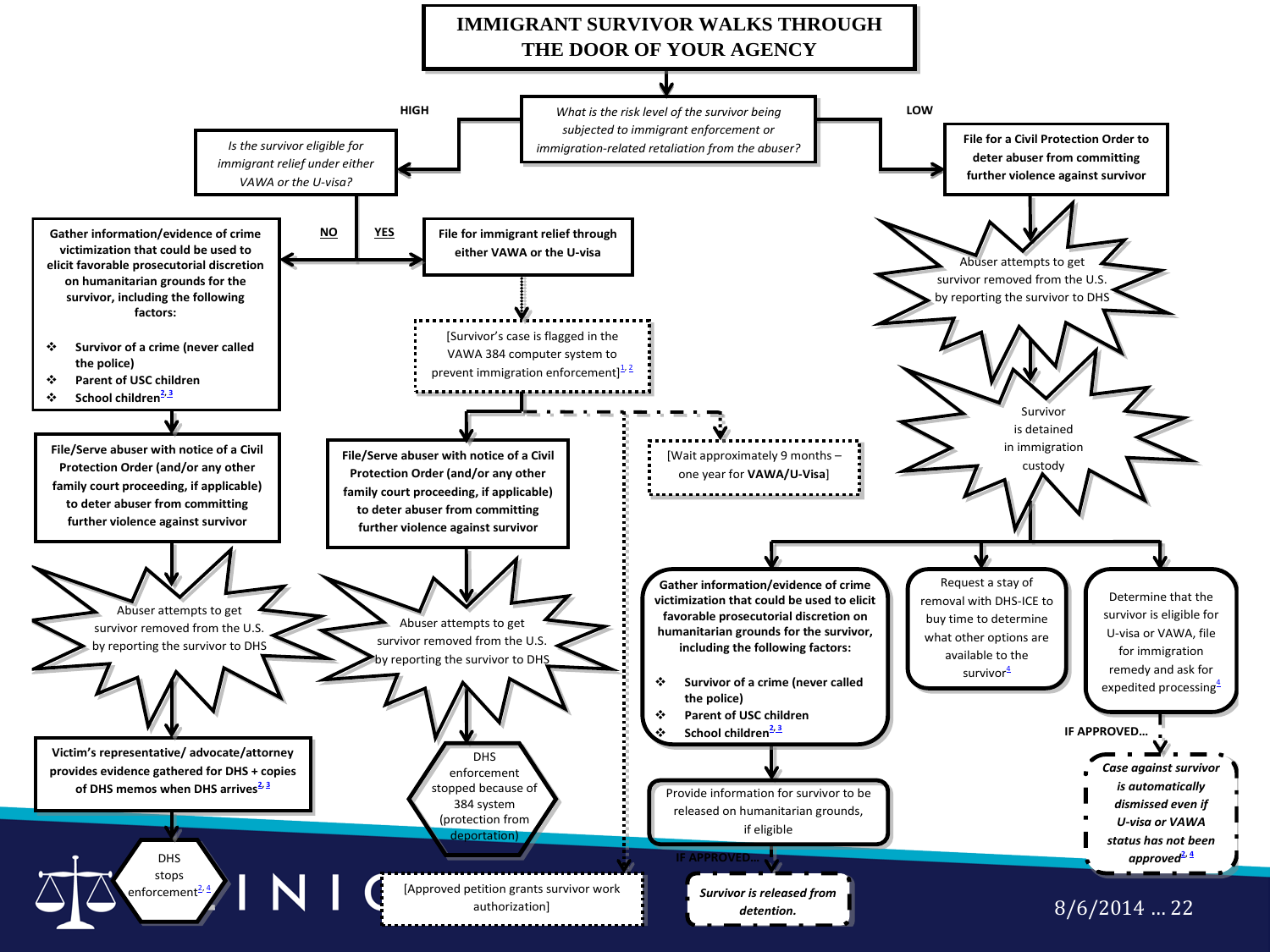# IMMIGRANT SURVIVOR WALKS THROUGH THE DOOR OF YOUR AGENCY

*What is the risk level of the survivor being subjected to immigrant enforcement or immigration-related retaliation from the abuser?*

## HIGH

*Is the survivor eligible for immigrant relief under either VAWA or the U-visa?*

### NO

**Gather information/evidence of crime victimization that could be used to elicit favorable prosecutorial discretion on humanitarian grounds for the survivor, including the following factors:**

- **Survivor of a crime (never called the police)**
- **Parent of USC children**
- **School children**[2, 3]

**File/Serve abuser with notice of a Civil Protection Order (and/or any other family court proceeding, if applicable) to deter abuser from committing further violence against survivor**

Abuser attempts to get survivor removed from the U.S. by reporting the survivor to DHS

**Victim's representative/ advocate/attorney provides evidence gathered for DHS + copies of DHS memos when DHS arrives**[2, 3]

DHS stops enforcement[2, 4]

### YES

**File for immigrant relief through either VAWA or the U-visa**

[Survivor's case is flagged in the VAWA 384 computer system to prevent immigration enforcement][1, 2]

**File/Serve abuser with notice of a Civil Protection Order (and/or any other family court proceeding, if applicable) to deter abuser from committing further violence against survivor**

Abuser attempts to get survivor removed from the U.S. by reporting the survivor to DHS

DHS enforcement stopped because of 384 system (protection from deportation)

[Wait approximately 9 months – one year for **VAWA/U-Visa**]

[Approved petition grants survivor work authorization]

## LOW

**File for a Civil Protection Order to deter abuser from committing further violence against survivor**

Abuser attempts to get survivor removed from the U.S. by reporting the survivor to DHS

Survivor is detained in immigration custody

**Gather information/evidence of crime victimization that could be used to elicit favorable prosecutorial discretion on humanitarian grounds for the survivor, including the following factors:**

- **Survivor of a crime (never called the police)**
- **Parent of USC children**
- **School children**[2, 3]

Provide information for survivor to be released on humanitarian grounds, if eligible

**IF APPROVED…**

***Survivor is released from detention.***

Request a stay of removal with DHS-ICE to buy time to determine what other options are available to the survivor[4]

Determine that the survivor is eligible for U-visa or VAWA, file for immigration remedy and ask for expedited processing[4]

**IF APPROVED…**

***Case against survivor is automatically dismissed even if U-visa or VAWA status has not been approved***[2, 4]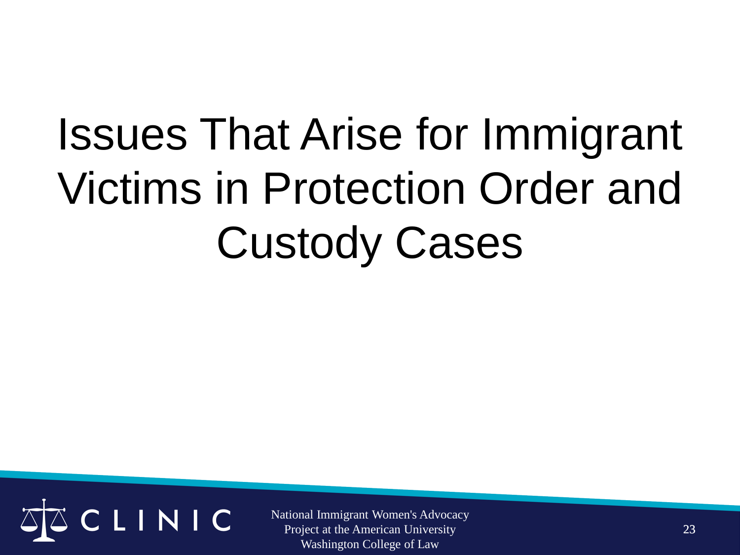# Issues That Arise for Immigrant Victims in Protection Order and Custody Cases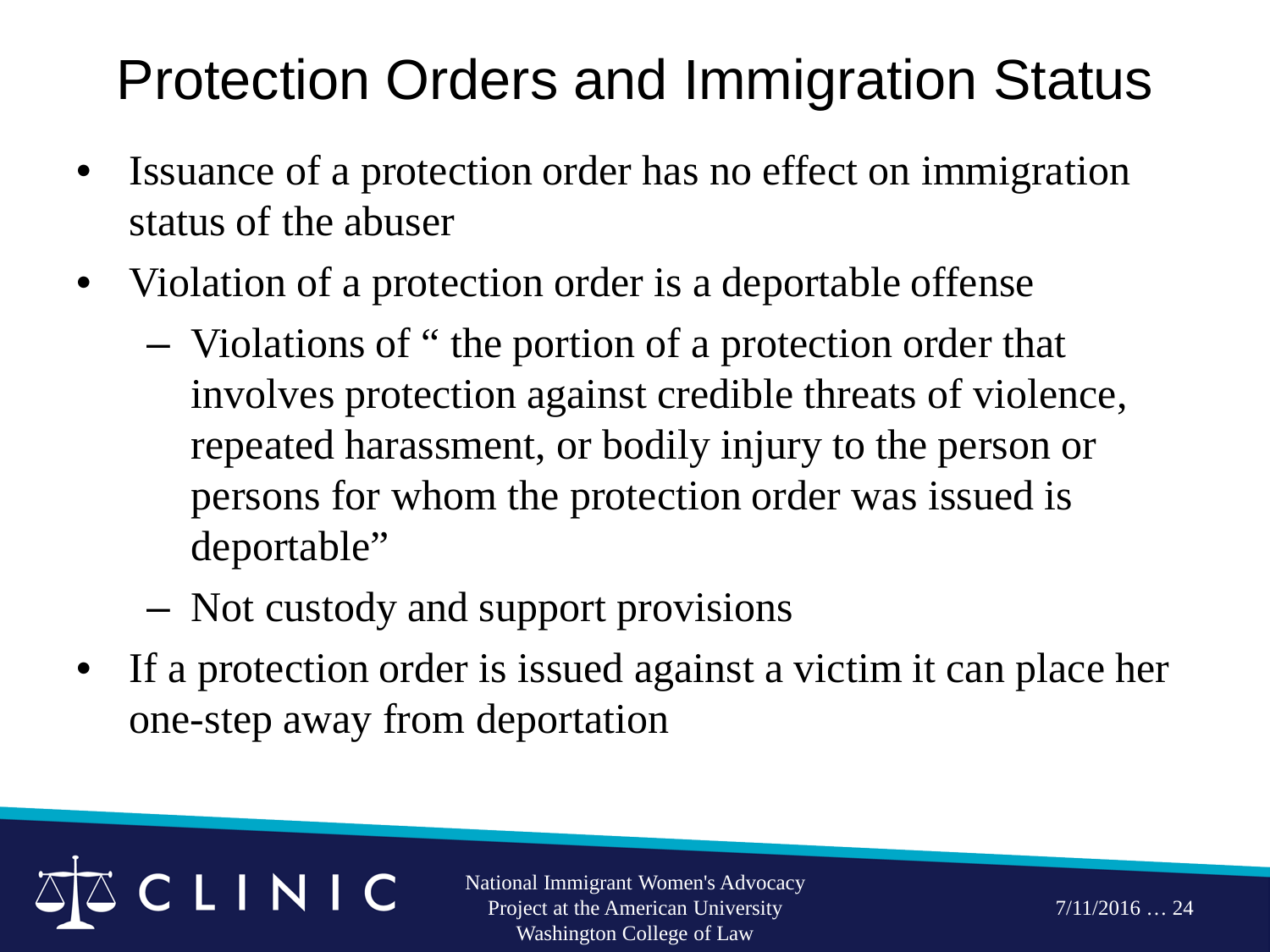# Protection Orders and Immigration Status

- Issuance of a protection order has no effect on immigration status of the abuser
- Violation of a protection order is a deportable offense
  - Violations of " the portion of a protection order that involves protection against credible threats of violence, repeated harassment, or bodily injury to the person or persons for whom the protection order was issued is deportable"
  - Not custody and support provisions
- If a protection order is issued against a victim it can place her one-step away from deportation

CLINIC

National Immigrant Women's Advocacy Project at the American University Washington College of Law

7/11/2016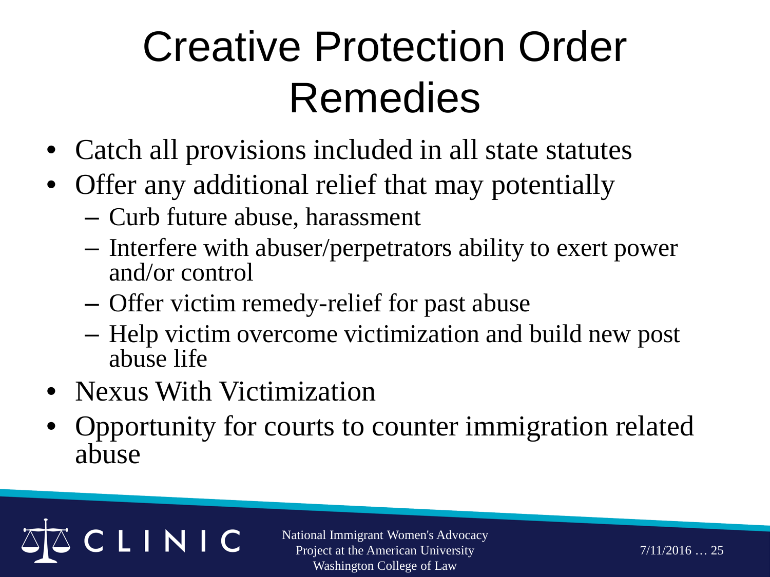# Creative Protection Order Remedies

- Catch all provisions included in all state statutes
- Offer any additional relief that may potentially
  - Curb future abuse, harassment
  - Interfere with abuser/perpetrators ability to exert power and/or control
  - Offer victim remedy-relief for past abuse
  - Help victim overcome victimization and build new post abuse life
- Nexus With Victimization
- Opportunity for courts to counter immigration related abuse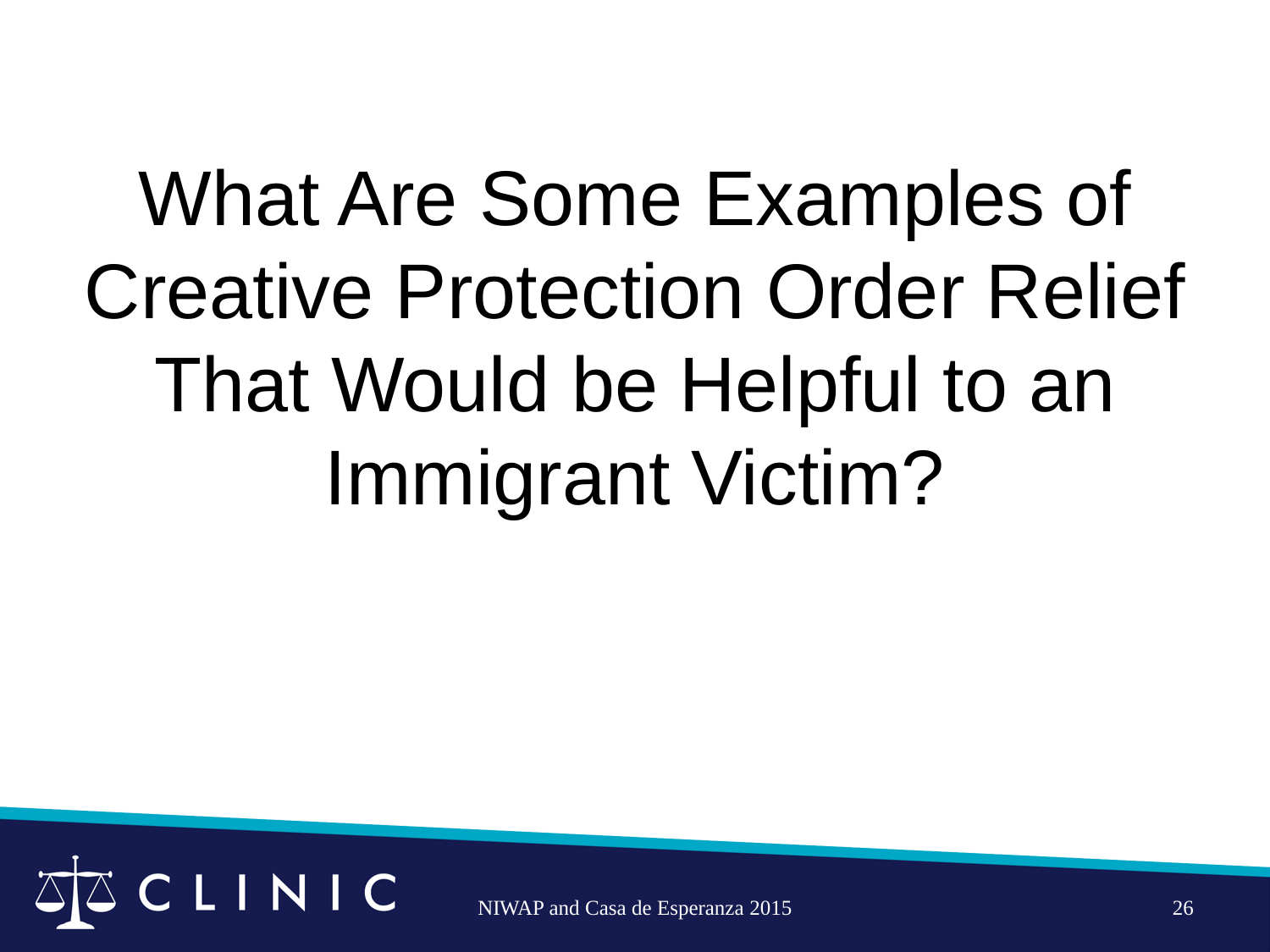# What Are Some Examples of Creative Protection Order Relief That Would be Helpful to an Immigrant Victim?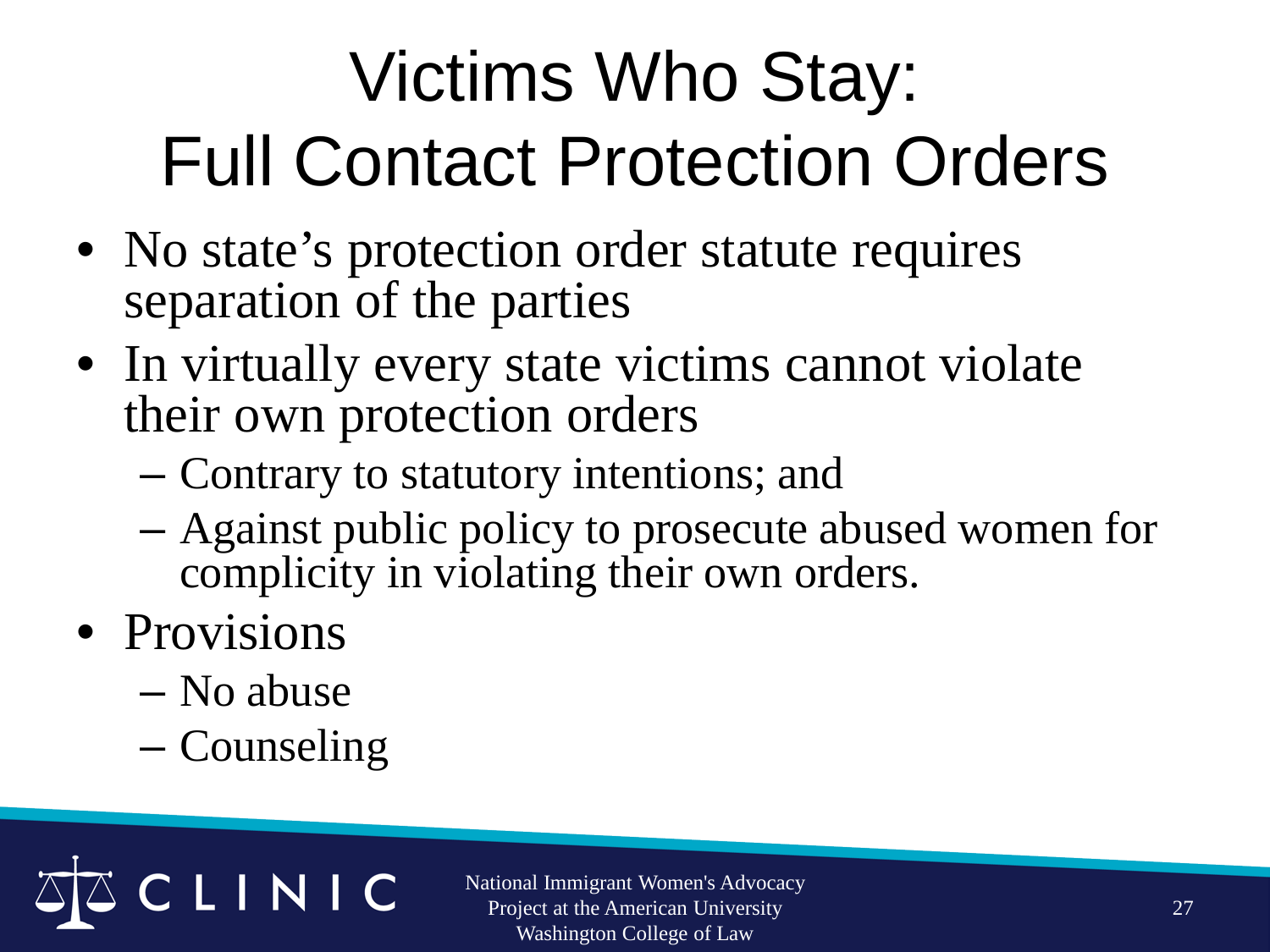# Victims Who Stay: Full Contact Protection Orders

- No state's protection order statute requires separation of the parties
- In virtually every state victims cannot violate their own protection orders
  - Contrary to statutory intentions; and
  - Against public policy to prosecute abused women for complicity in violating their own orders.
- Provisions
  - No abuse
  - Counseling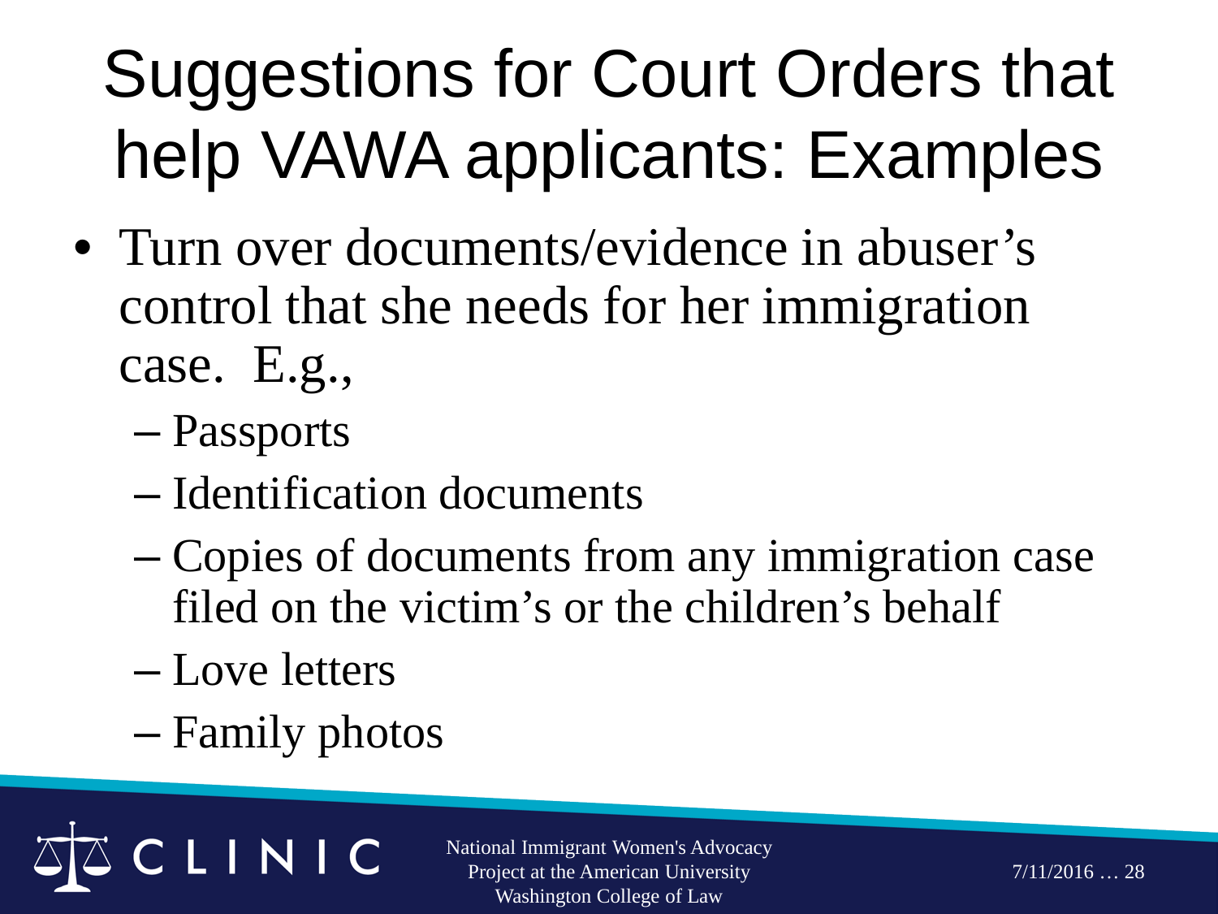# Suggestions for Court Orders that help VAWA applicants: Examples

- Turn over documents/evidence in abuser's control that she needs for her immigration case. E.g.,
  - Passports
  - Identification documents
  - Copies of documents from any immigration case filed on the victim's or the children's behalf
  - Love letters
  - Family photos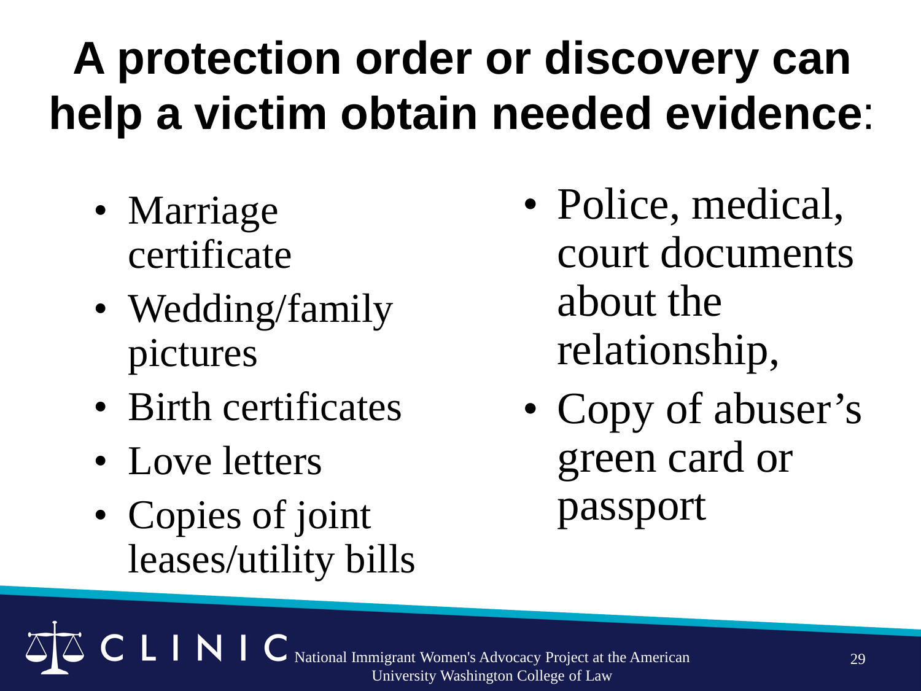# A protection order or discovery can help a victim obtain needed evidence:

- Marriage certificate
- Wedding/family pictures
- Birth certificates
- Love letters
- Copies of joint leases/utility bills
- Police, medical, court documents about the relationship,
- Copy of abuser's green card or passport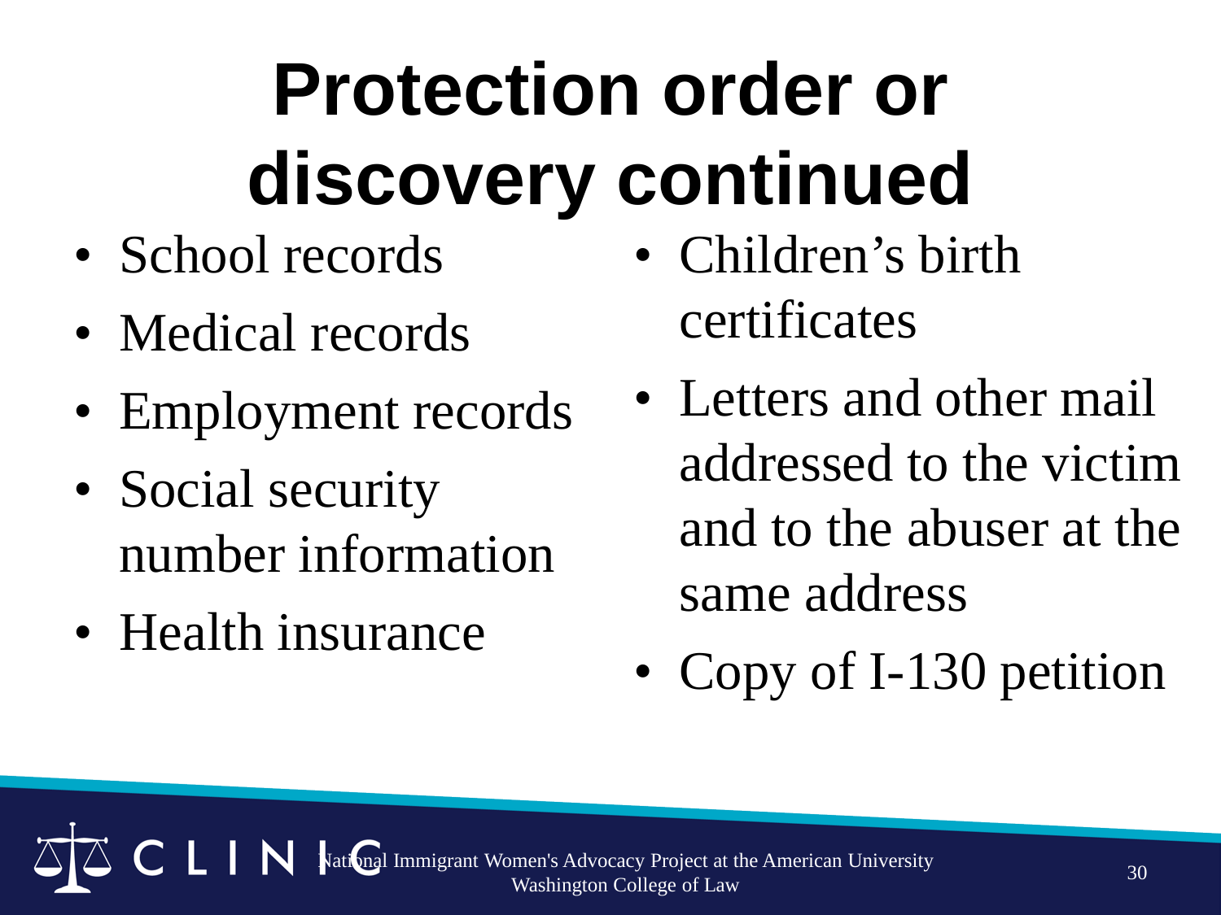# Protection order or discovery continued

- School records
- Medical records
- Employment records
- Social security number information
- Health insurance
- Children's birth certificates
- Letters and other mail addressed to the victim and to the abuser at the same address
- Copy of I-130 petition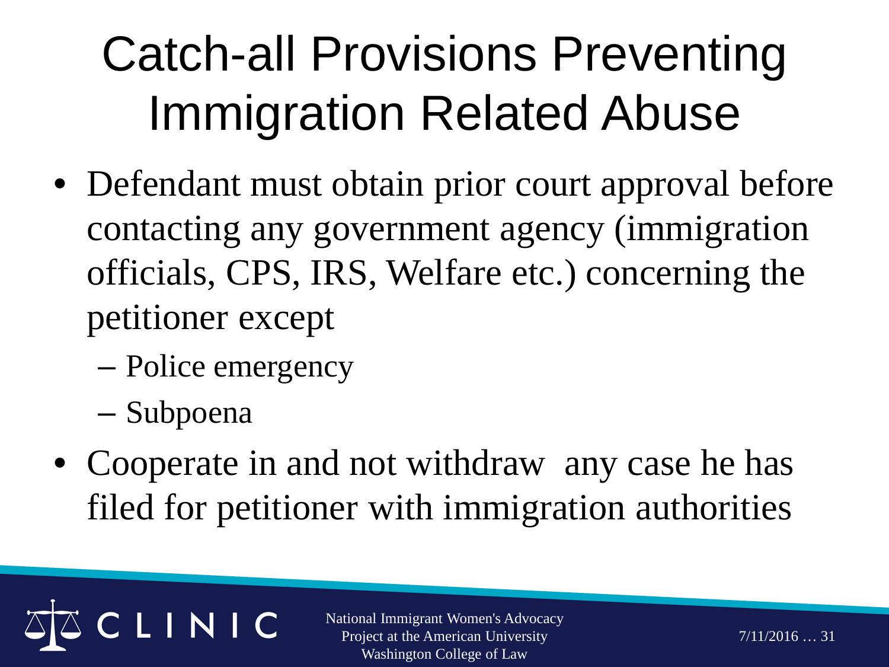# Catch-all Provisions Preventing Immigration Related Abuse

- Defendant must obtain prior court approval before contacting any government agency (immigration officials, CPS, IRS, Welfare etc.) concerning the petitioner except
  - Police emergency
  - Subpoena
- Cooperate in and not withdraw any case he has filed for petitioner with immigration authorities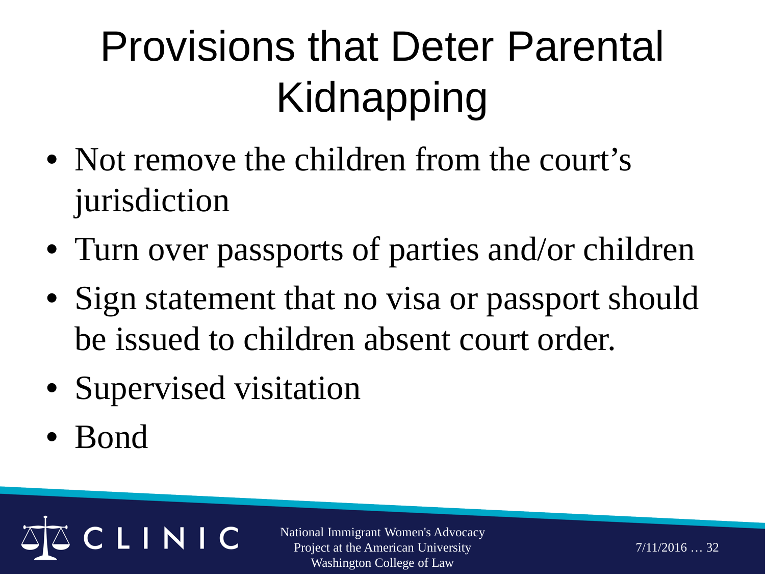# Provisions that Deter Parental Kidnapping

- Not remove the children from the court's jurisdiction
- Turn over passports of parties and/or children
- Sign statement that no visa or passport should be issued to children absent court order.
- Supervised visitation
- Bond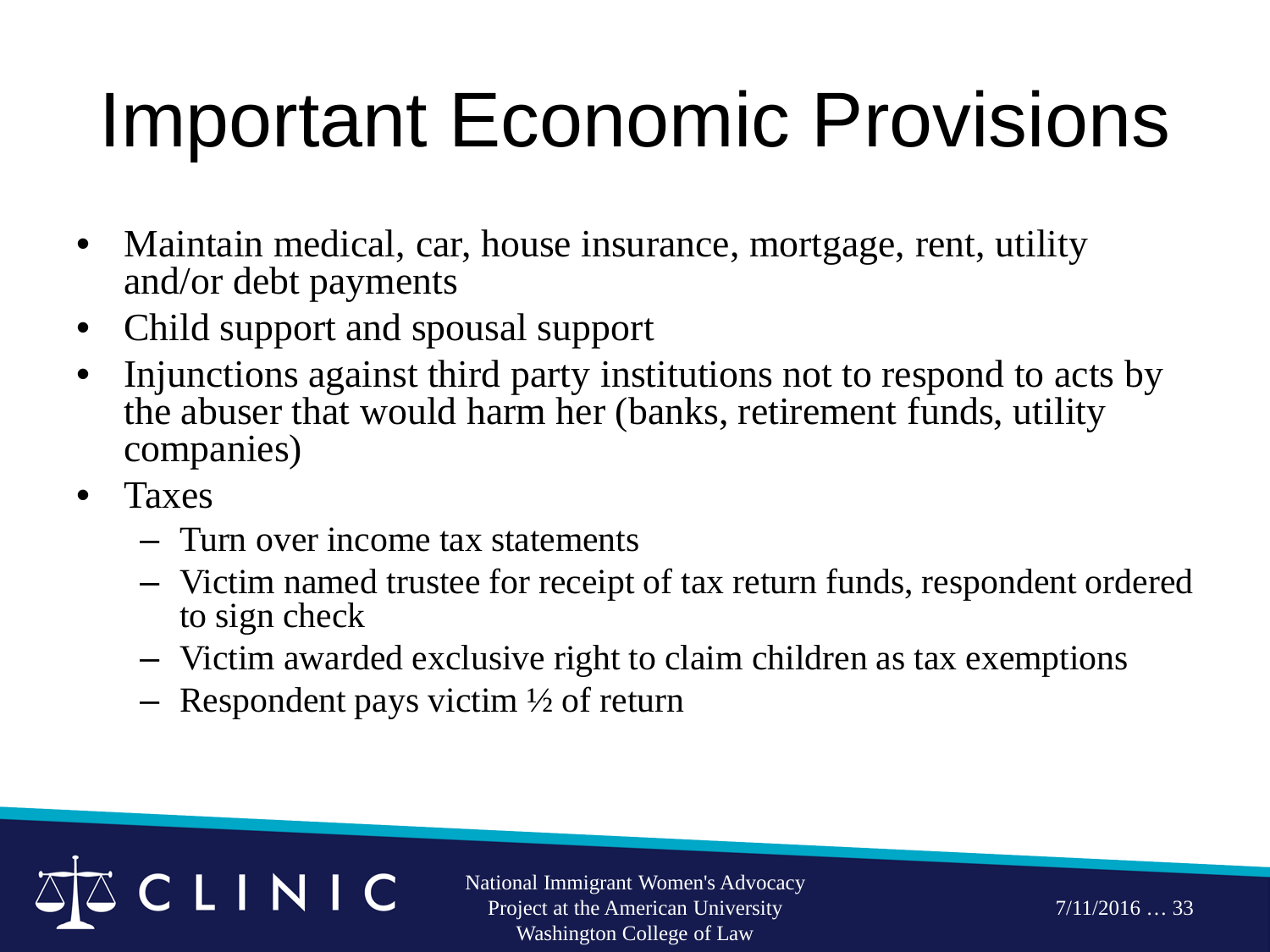# Important Economic Provisions

- Maintain medical, car, house insurance, mortgage, rent, utility and/or debt payments
- Child support and spousal support
- Injunctions against third party institutions not to respond to acts by the abuser that would harm her (banks, retirement funds, utility companies)
- Taxes
  - Turn over income tax statements
  - Victim named trustee for receipt of tax return funds, respondent ordered to sign check
  - Victim awarded exclusive right to claim children as tax exemptions
  - Respondent pays victim ½ of return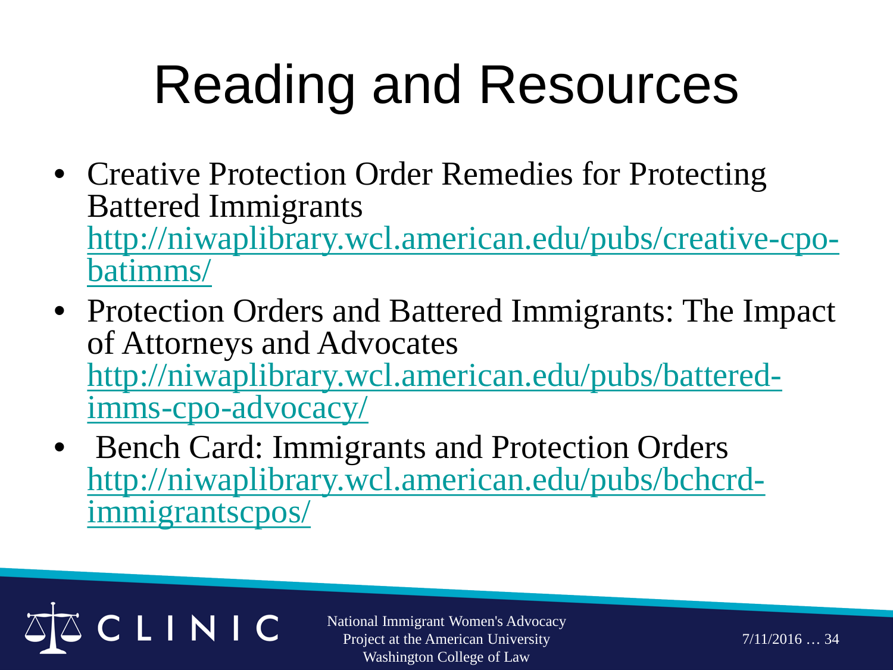# Reading and Resources

- Creative Protection Order Remedies for Protecting Battered Immigrants http://niwaplibrary.wcl.american.edu/pubs/creative-cpo-batimms/
- Protection Orders and Battered Immigrants: The Impact of Attorneys and Advocates http://niwaplibrary.wcl.american.edu/pubs/battered-imms-cpo-advocacy/
- Bench Card: Immigrants and Protection Orders http://niwaplibrary.wcl.american.edu/pubs/bchcrd-immigrantscpos/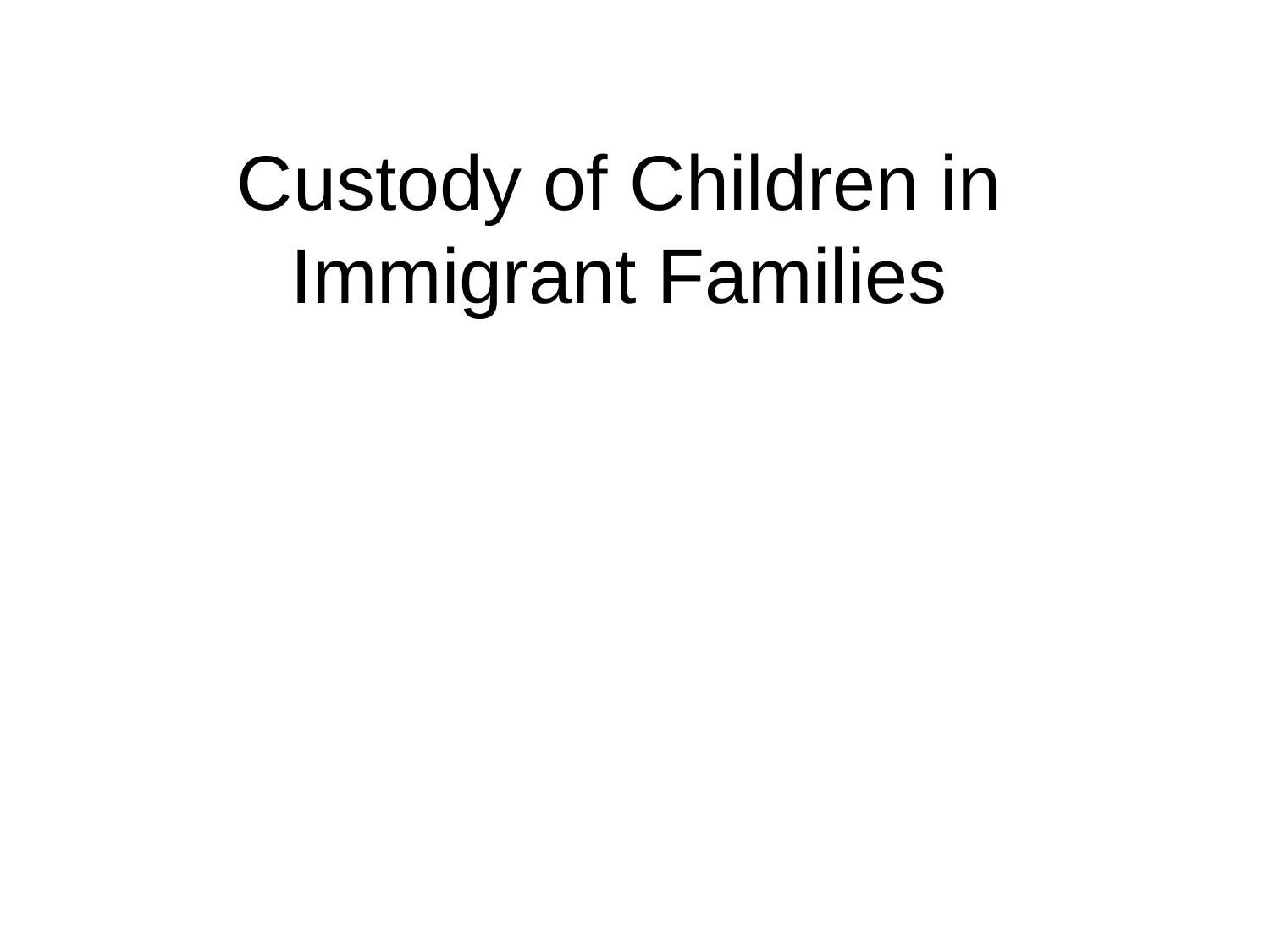# Custody of Children in Immigrant Families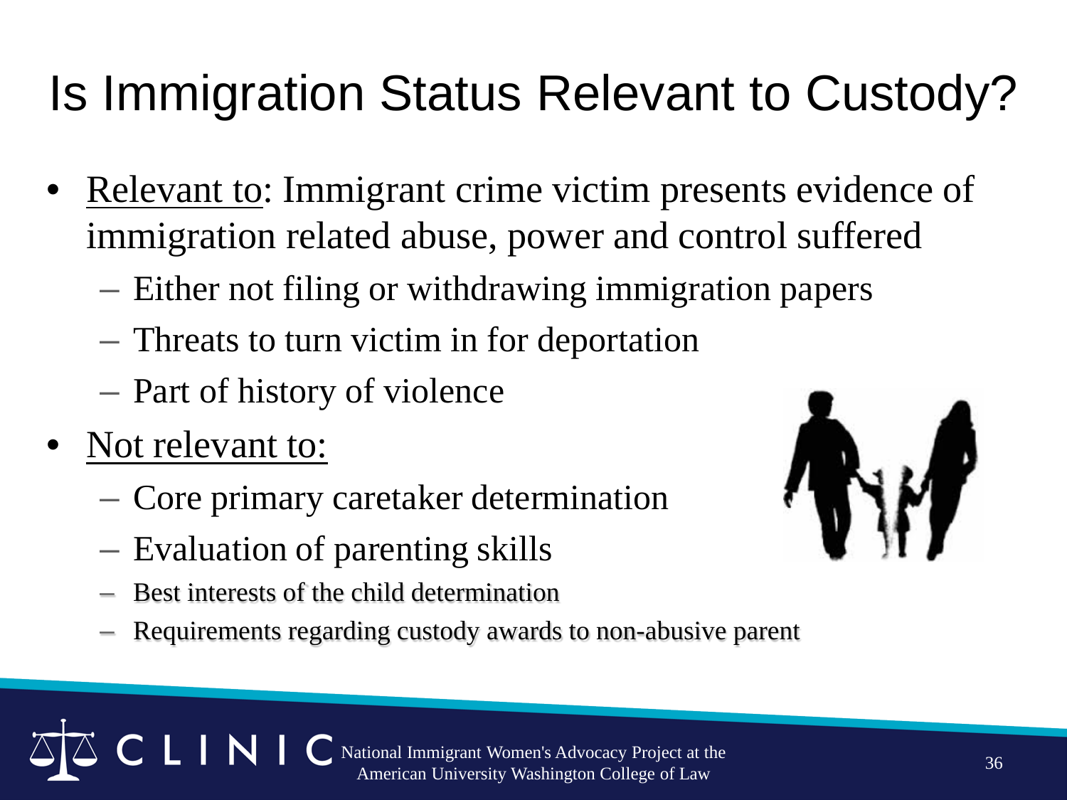# Is Immigration Status Relevant to Custody?

- Relevant to: Immigrant crime victim presents evidence of immigration related abuse, power and control suffered
  - Either not filing or withdrawing immigration papers
  - Threats to turn victim in for deportation
  - Part of history of violence
- Not relevant to:
  - Core primary caretaker determination
  - Evaluation of parenting skills
  - Best interests of the child determination
  - Requirements regarding custody awards to non-abusive parent

CLINIC National Immigrant Women's Advocacy Project at the American University Washington College of Law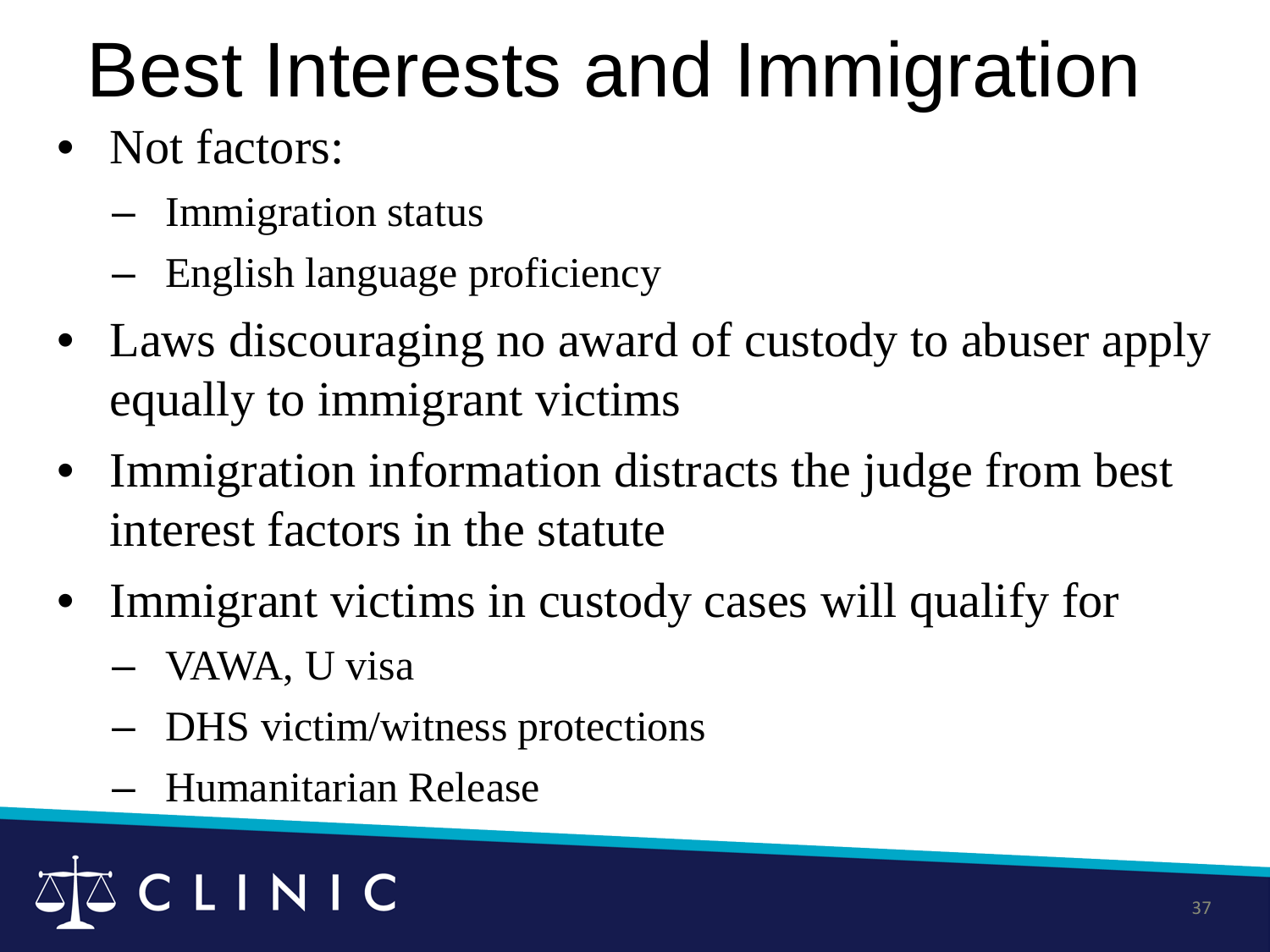# Best Interests and Immigration

- Not factors:
  - Immigration status
  - English language proficiency
- Laws discouraging no award of custody to abuser apply equally to immigrant victims
- Immigration information distracts the judge from best interest factors in the statute
- Immigrant victims in custody cases will qualify for
  - VAWA, U visa
  - DHS victim/witness protections
  - Humanitarian Release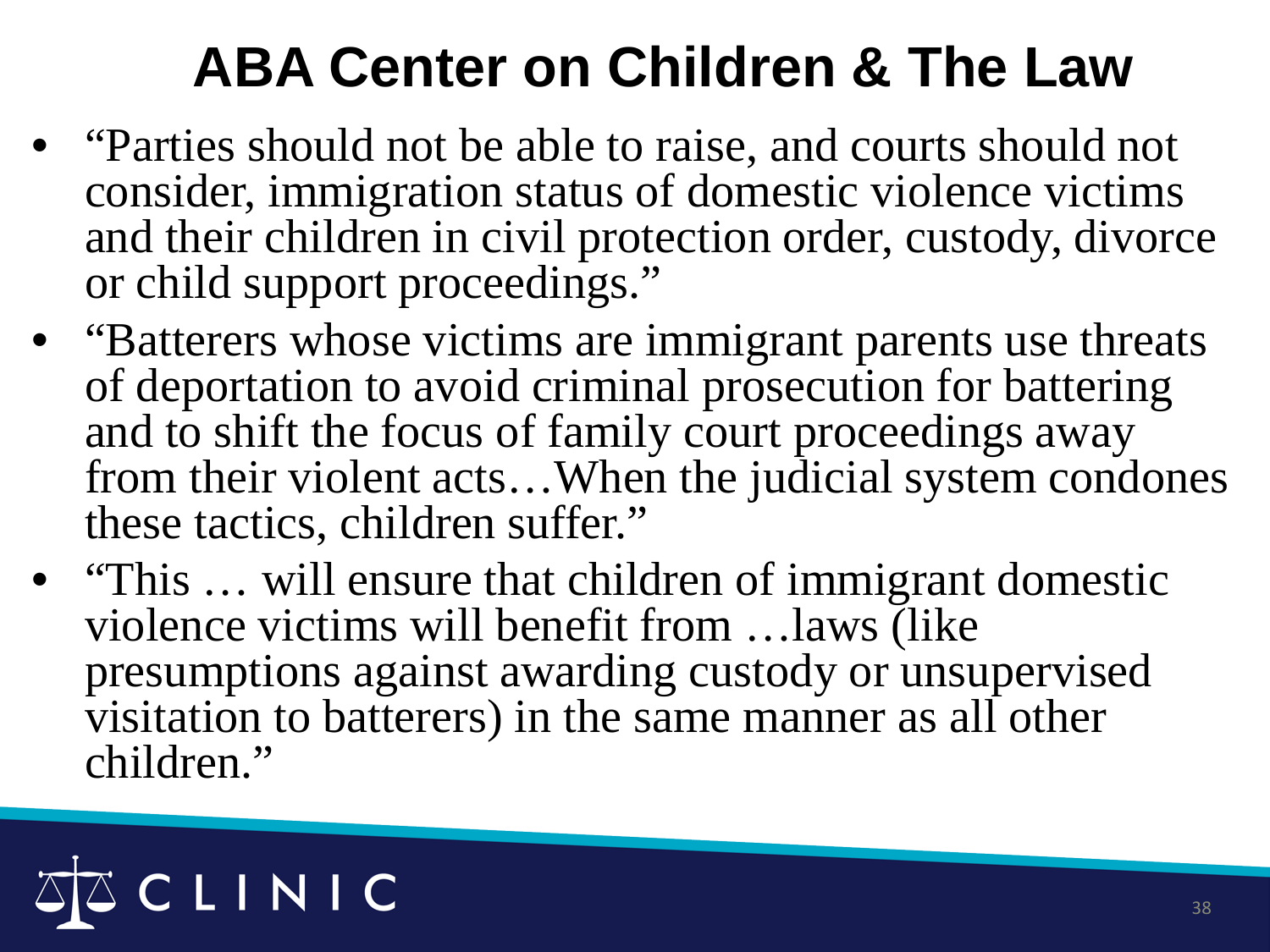# ABA Center on Children & The Law

- "Parties should not be able to raise, and courts should not consider, immigration status of domestic violence victims and their children in civil protection order, custody, divorce or child support proceedings."
- "Batterers whose victims are immigrant parents use threats of deportation to avoid criminal prosecution for battering and to shift the focus of family court proceedings away from their violent acts…When the judicial system condones these tactics, children suffer."
- "This … will ensure that children of immigrant domestic violence victims will benefit from …laws (like presumptions against awarding custody or unsupervised visitation to batterers) in the same manner as all other children."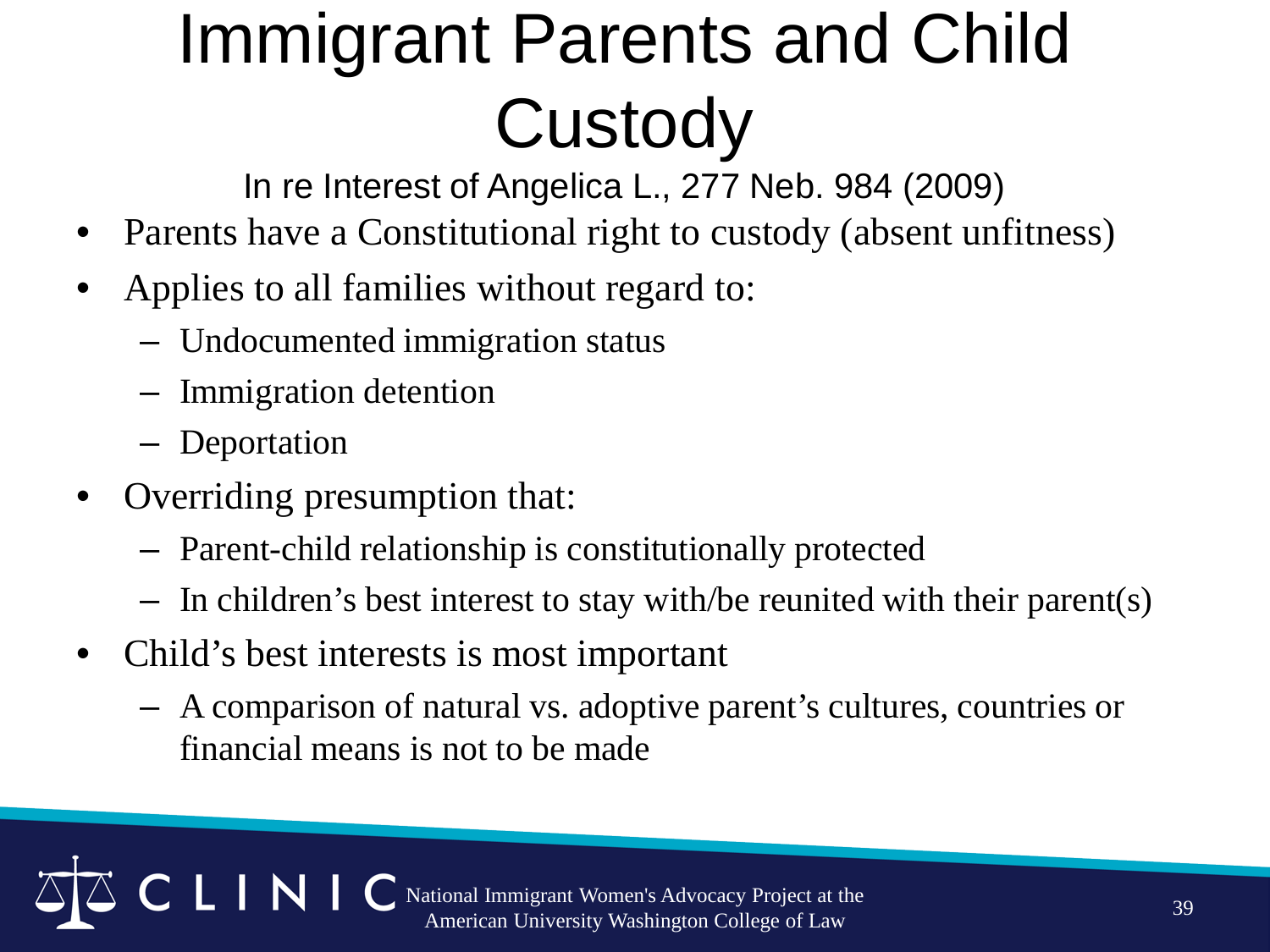# Immigrant Parents and Child Custody

In re Interest of Angelica L., 277 Neb. 984 (2009)

- Parents have a Constitutional right to custody (absent unfitness)
- Applies to all families without regard to:
  - Undocumented immigration status
  - Immigration detention
  - Deportation
- Overriding presumption that:
  - Parent-child relationship is constitutionally protected
  - In children's best interest to stay with/be reunited with their parent(s)
- Child's best interests is most important
  - A comparison of natural vs. adoptive parent's cultures, countries or financial means is not to be made

CLINIC National Immigrant Women's Advocacy Project at the American University Washington College of Law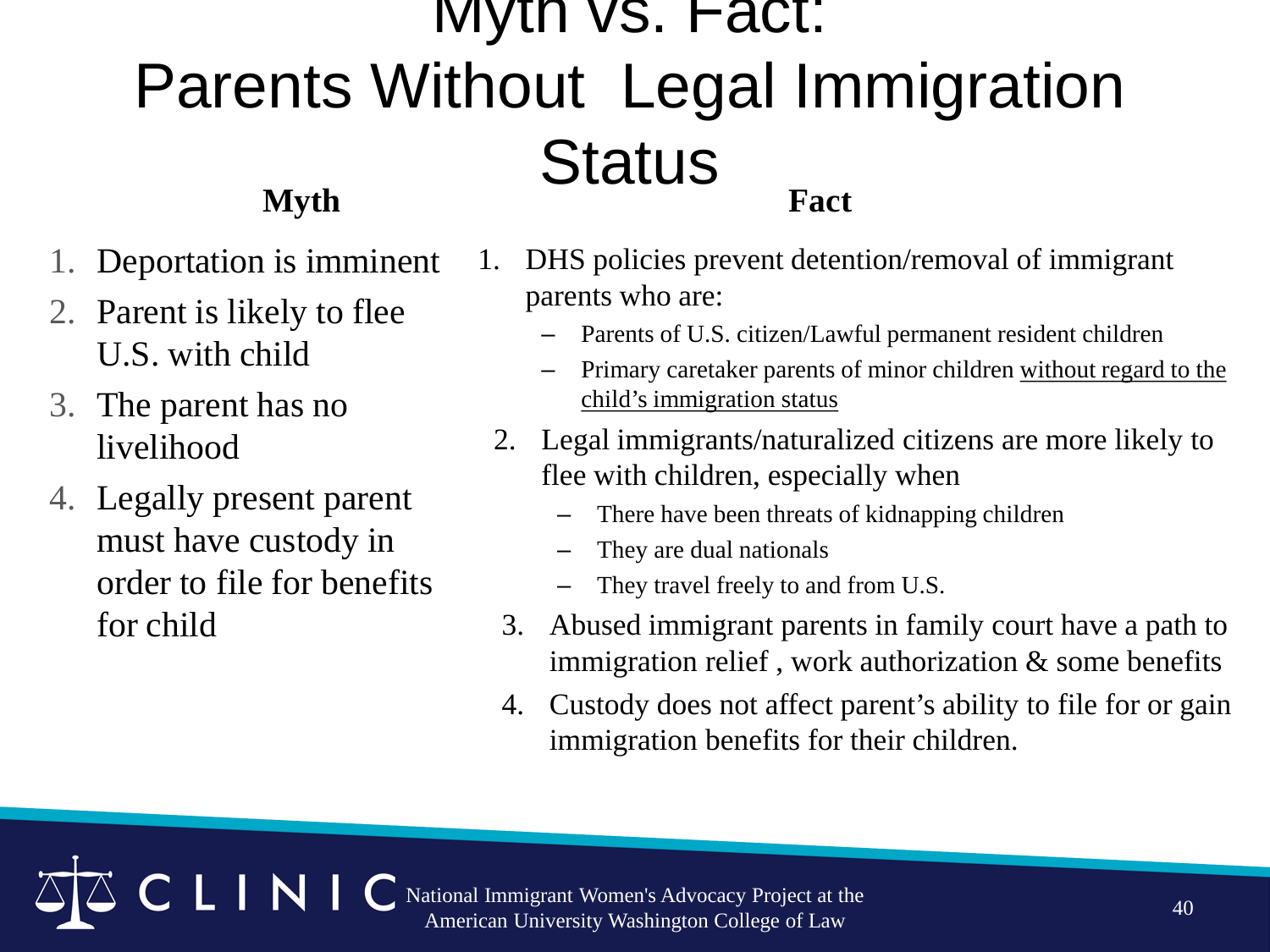# Myth vs. Fact: Parents Without Legal Immigration Status

**Myth**

1. Deportation is imminent
2. Parent is likely to flee U.S. with child
3. The parent has no livelihood
4. Legally present parent must have custody in order to file for benefits for child

**Fact**

1. DHS policies prevent detention/removal of immigrant parents who are:
   - Parents of U.S. citizen/Lawful permanent resident children
   - Primary caretaker parents of minor children without regard to the child's immigration status
2. Legal immigrants/naturalized citizens are more likely to flee with children, especially when
   - There have been threats of kidnapping children
   - They are dual nationals
   - They travel freely to and from U.S.
3. Abused immigrant parents in family court have a path to immigration relief , work authorization & some benefits
4. Custody does not affect parent's ability to file for or gain immigration benefits for their children.

CLINIC National Immigrant Women's Advocacy Project at the American University Washington College of Law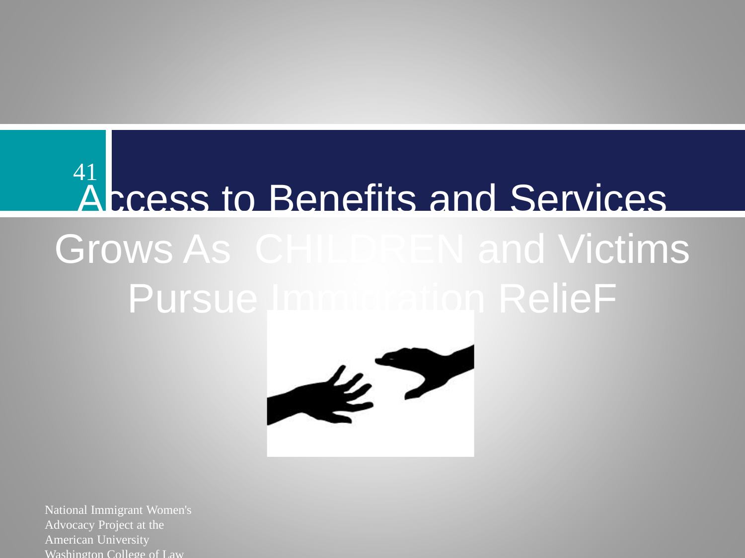# Access to Benefits and Services Grows As CHILDREN and Victims Pursue Immigration RelieF

National Immigrant Women's Advocacy Project at the American University Washington College of Law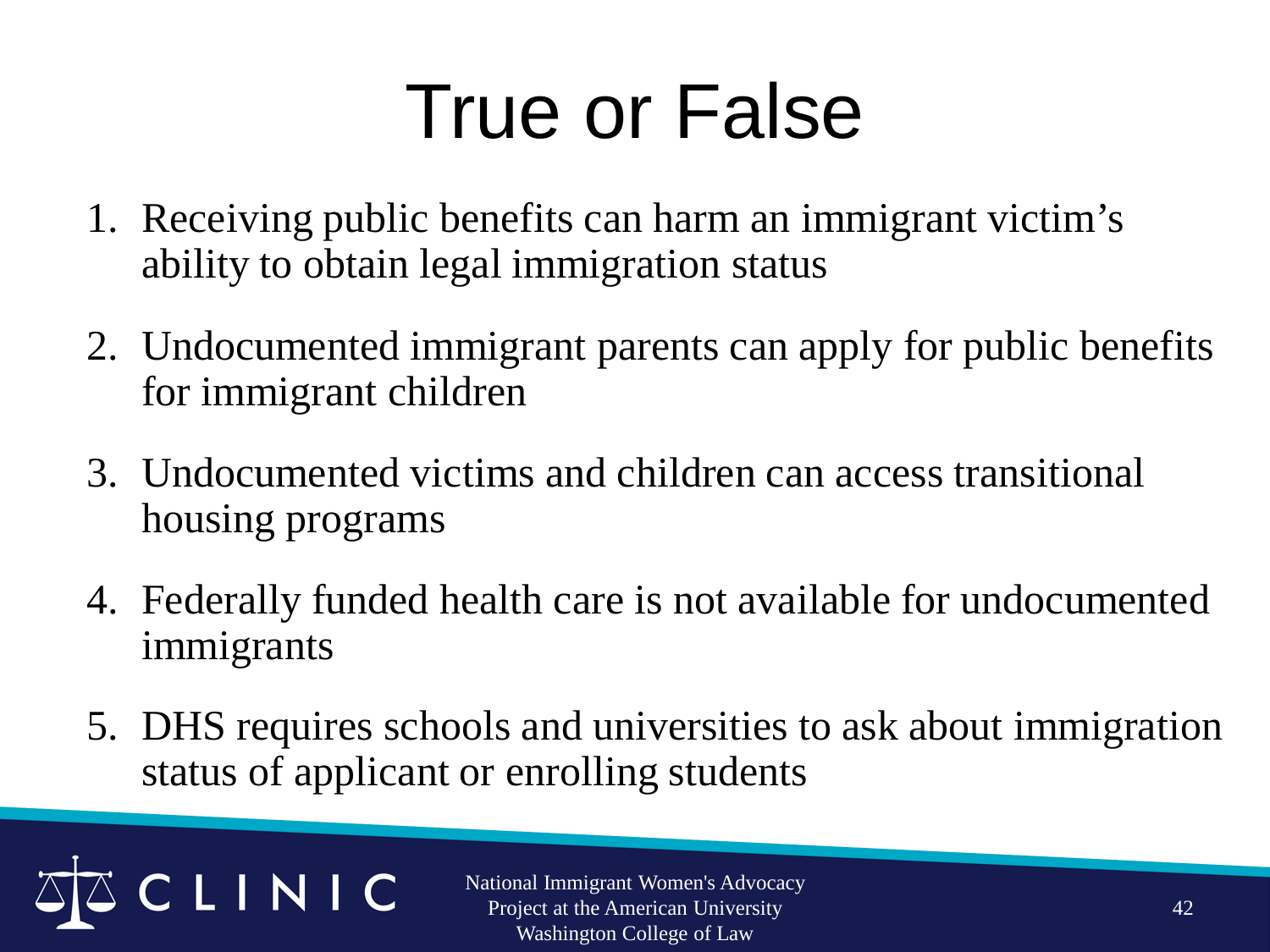# True or False

1. Receiving public benefits can harm an immigrant victim's ability to obtain legal immigration status
2. Undocumented immigrant parents can apply for public benefits for immigrant children
3. Undocumented victims and children can access transitional housing programs
4. Federally funded health care is not available for undocumented immigrants
5. DHS requires schools and universities to ask about immigration status of applicant or enrolling students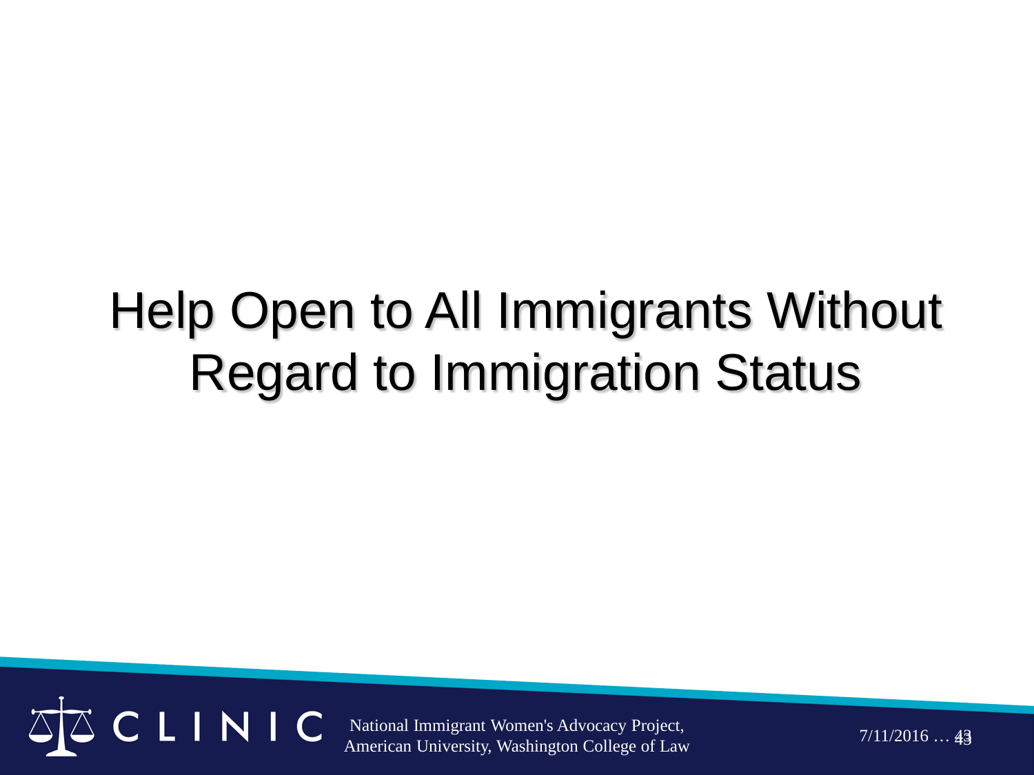# Help Open to All Immigrants Without Regard to Immigration Status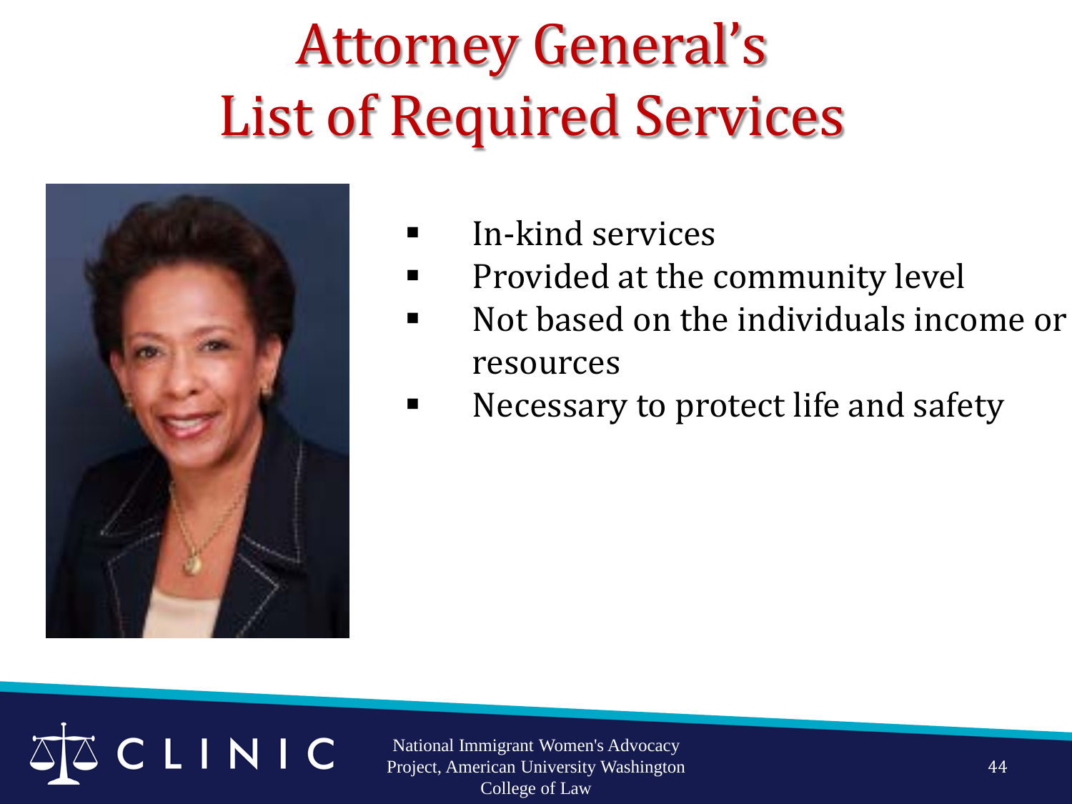# Attorney General's List of Required Services

- In-kind services
- Provided at the community level
- Not based on the individuals income or resources
- Necessary to protect life and safety

National Immigrant Women's Advocacy Project, American University Washington College of Law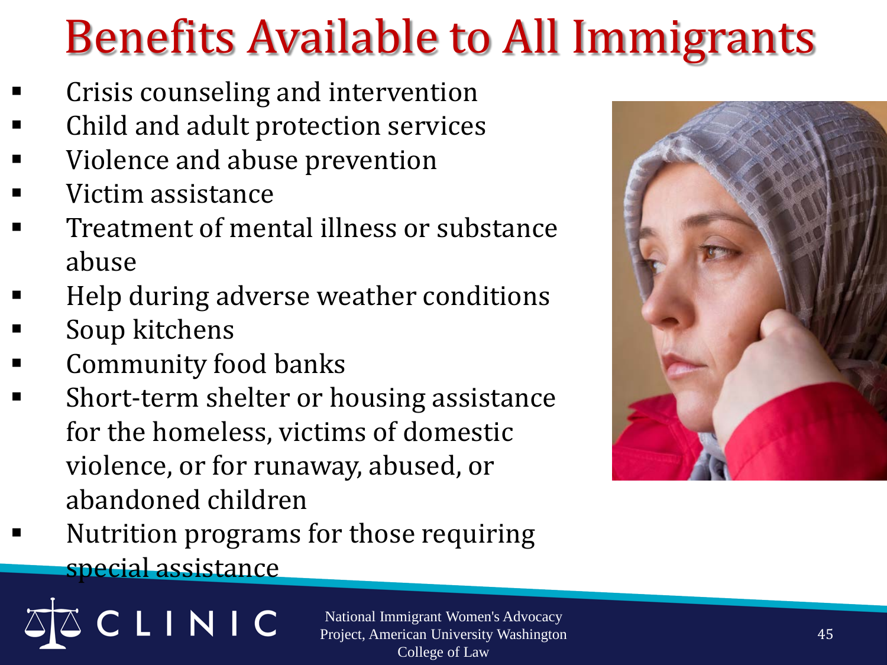# Benefits Available to All Immigrants

- Crisis counseling and intervention
- Child and adult protection services
- Violence and abuse prevention
- Victim assistance
- Treatment of mental illness or substance abuse
- Help during adverse weather conditions
- Soup kitchens
- Community food banks
- Short-term shelter or housing assistance for the homeless, victims of domestic violence, or for runaway, abused, or abandoned children
- Nutrition programs for those requiring special assistance

National Immigrant Women's Advocacy Project, American University Washington College of Law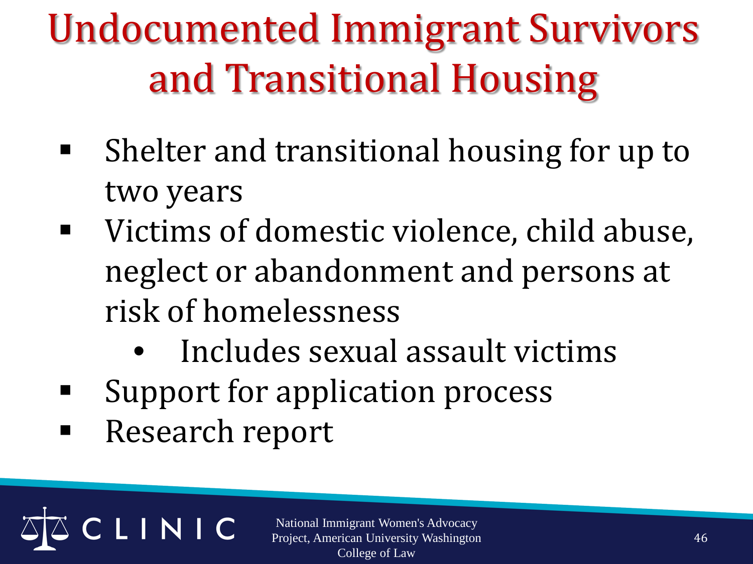# Undocumented Immigrant Survivors and Transitional Housing

- Shelter and transitional housing for up to two years
- Victims of domestic violence, child abuse, neglect or abandonment and persons at risk of homelessness
  - Includes sexual assault victims
- Support for application process
- Research report

CLINIC

National Immigrant Women's Advocacy Project, American University Washington College of Law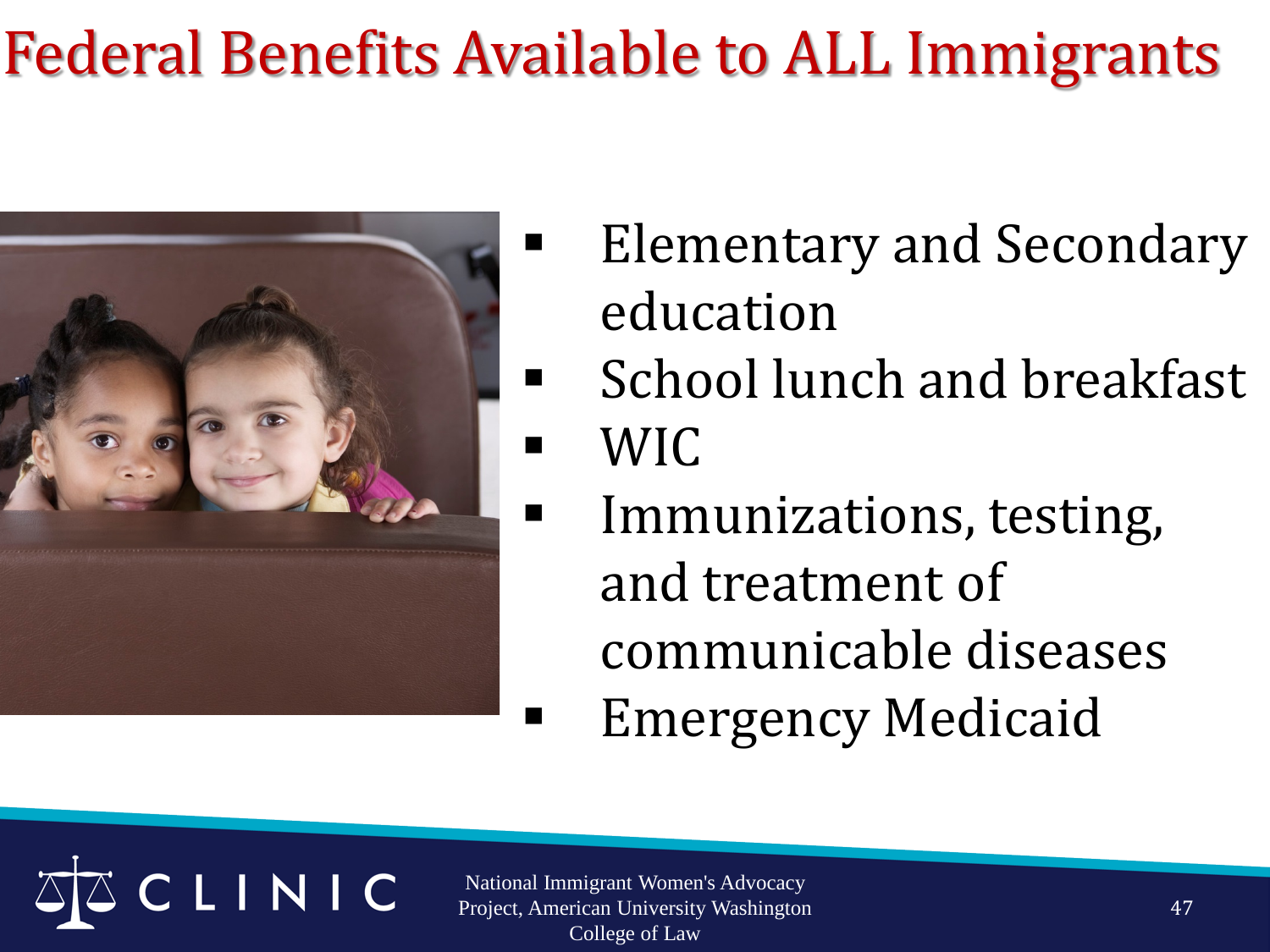# Federal Benefits Available to ALL Immigrants

- Elementary and Secondary education
- School lunch and breakfast
- WIC
- Immunizations, testing, and treatment of communicable diseases
- Emergency Medicaid

National Immigrant Women's Advocacy Project, American University Washington College of Law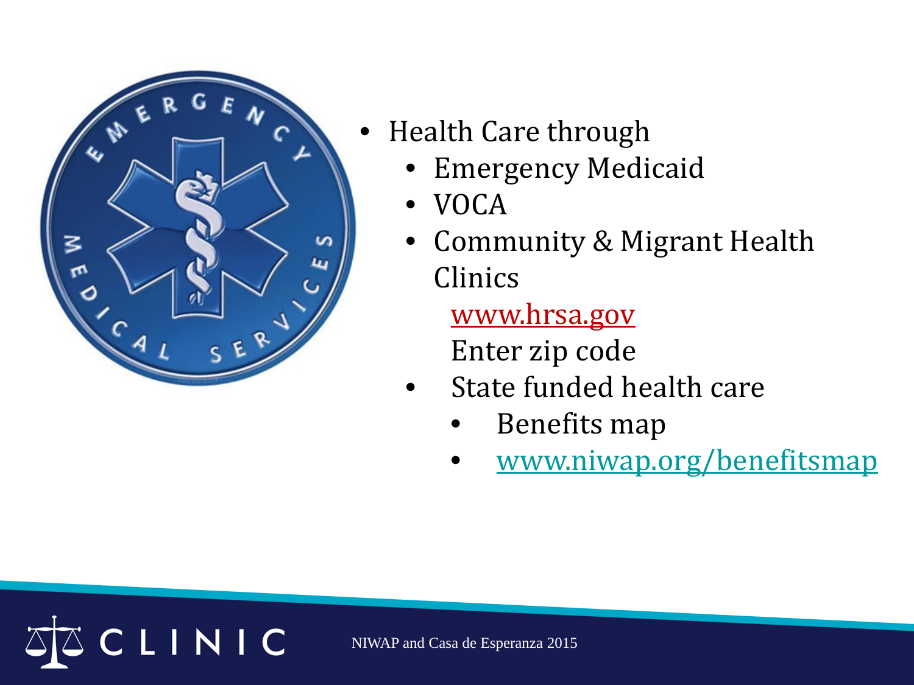- Health Care through
  - Emergency Medicaid
  - VOCA
  - Community & Migrant Health Clinics

    www.hrsa.gov

    Enter zip code
  - State funded health care
    - Benefits map
    - www.niwap.org/benefitsmap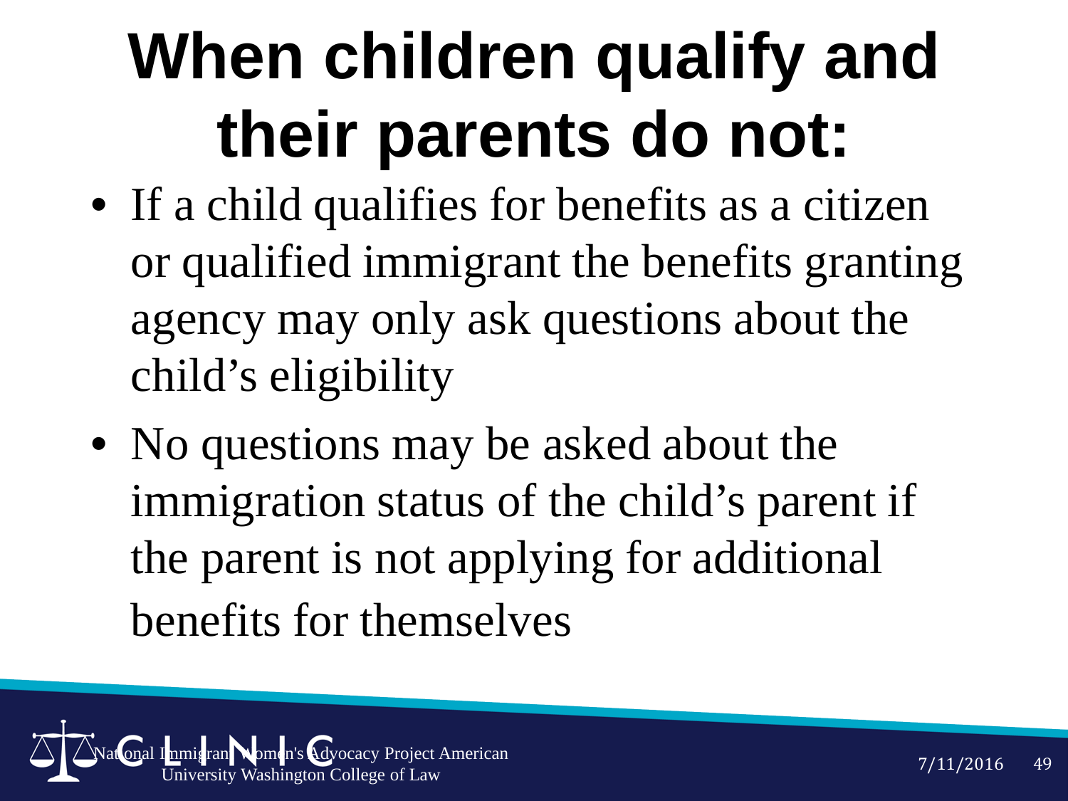# When children qualify and their parents do not:

- If a child qualifies for benefits as a citizen or qualified immigrant the benefits granting agency may only ask questions about the child's eligibility
- No questions may be asked about the immigration status of the child's parent if the parent is not applying for additional benefits for themselves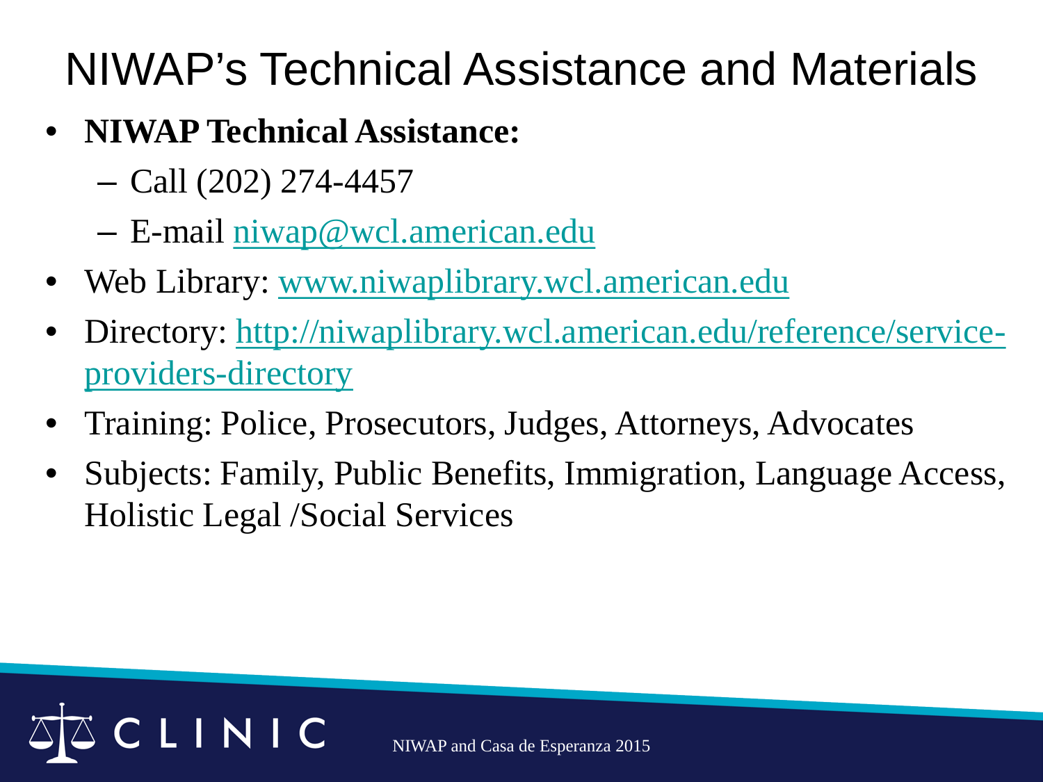# NIWAP's Technical Assistance and Materials

- **NIWAP Technical Assistance:**
  - Call (202) 274-4457
  - E-mail niwap@wcl.american.edu
- Web Library: www.niwaplibrary.wcl.american.edu
- Directory: http://niwaplibrary.wcl.american.edu/reference/service-providers-directory
- Training: Police, Prosecutors, Judges, Attorneys, Advocates
- Subjects: Family, Public Benefits, Immigration, Language Access, Holistic Legal /Social Services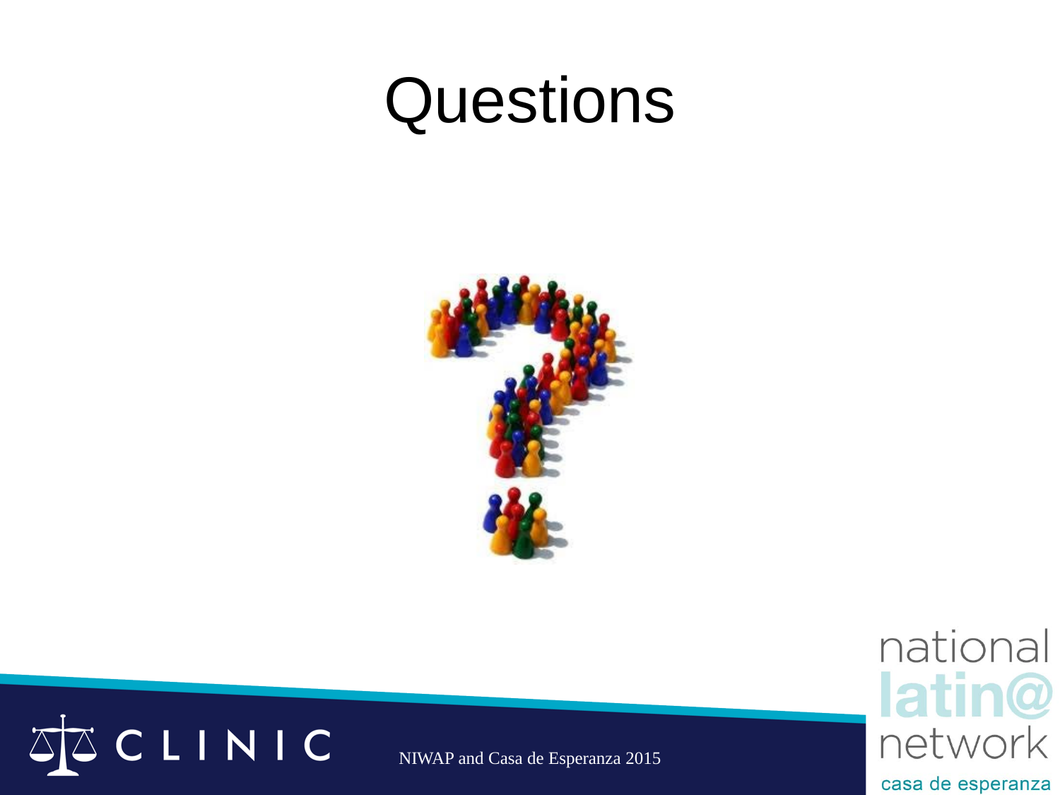# Questions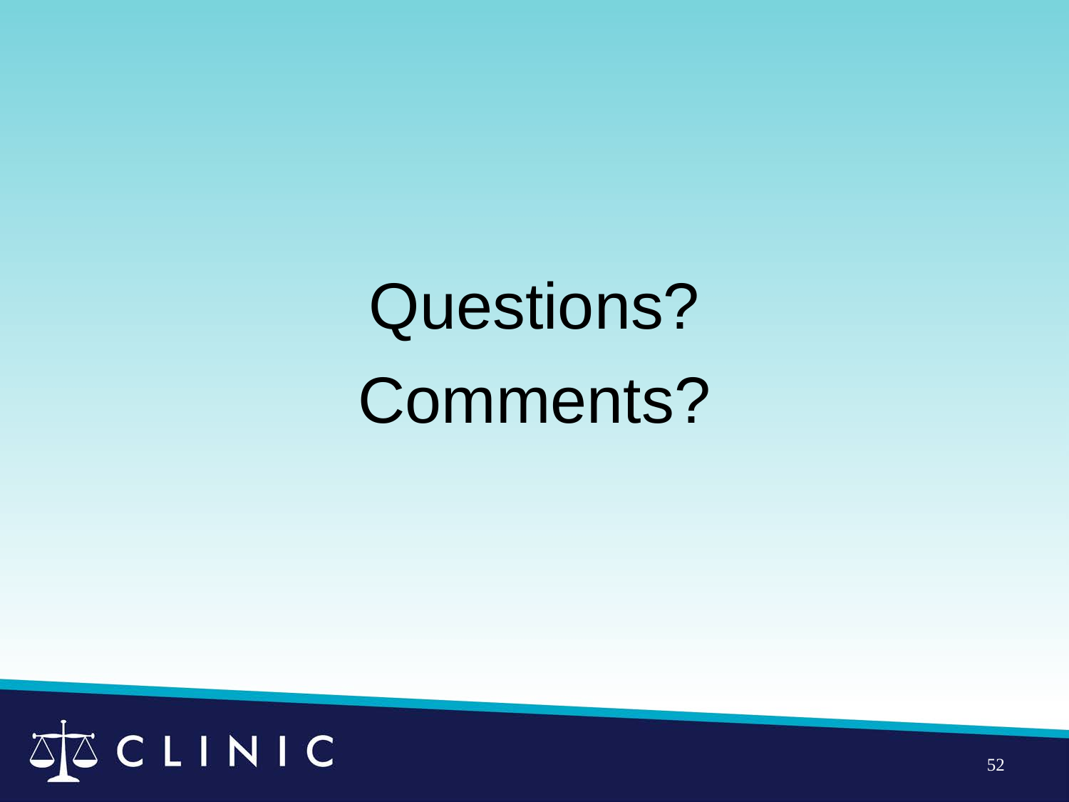Questions?

Comments?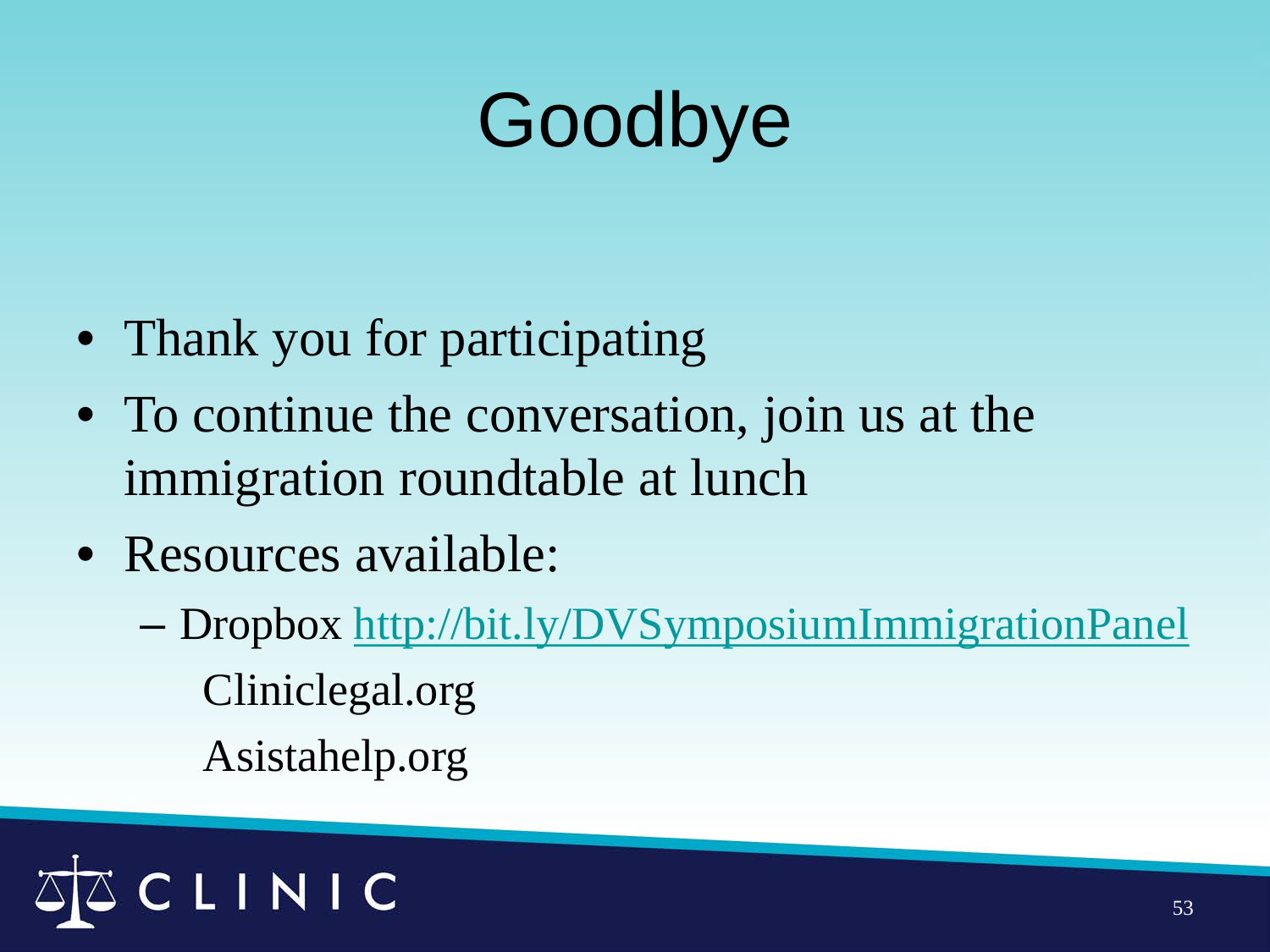# Goodbye

- Thank you for participating
- To continue the conversation, join us at the immigration roundtable at lunch
- Resources available:
  - Dropbox http://bit.ly/DVSymposiumImmigrationPanel

    Cliniclegal.org

    Asistahelp.org

CLINIC